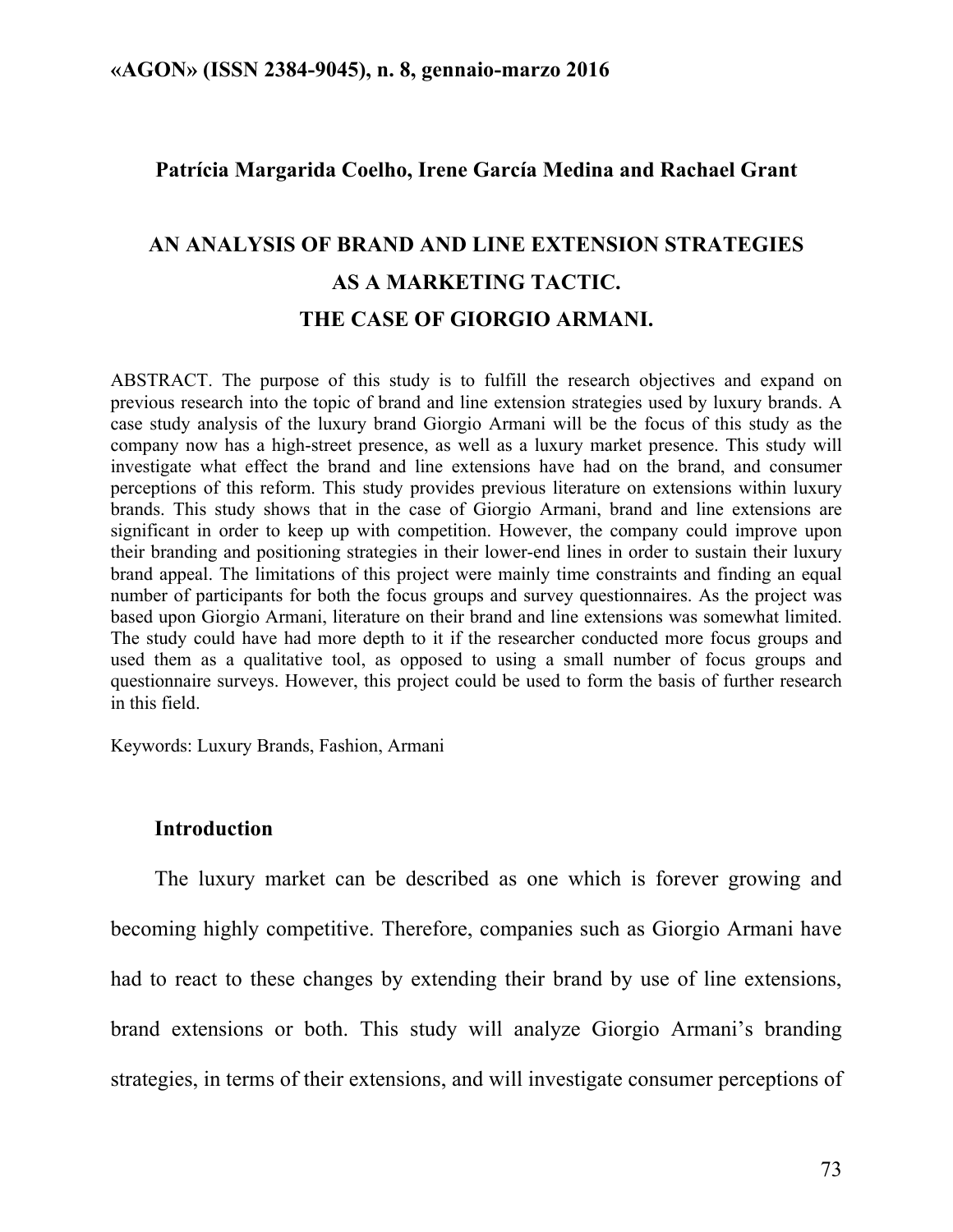**Patrícia Margarida Coelho, Irene García Medina and Rachael Grant**

# AN ANALYSIS OF BRAND AND LINE EXTENSION STRATEGIES AS A MARKETING TACTIC. THE CASE OF GIORGIO ARMANI.

ABSTRACT. The purpose of this study is to fulfill the research objectives and expand on previous research into the topic of brand and line extension strategies used by luxury brands. A case study analysis of the luxury brand Giorgio Armani will be the focus of this study as the company now has a high-street presence, as well as a luxury market presence. This study will investigate what effect the brand and line extensions have had on the brand, and consumer perceptions of this reform. This study provides previous literature on extensions within luxury brands. This study shows that in the case of Giorgio Armani, brand and line extensions are significant in order to keep up with competition. However, the company could improve upon their branding and positioning strategies in their lower-end lines in order to sustain their luxury brand appeal. The limitations of this project were mainly time constraints and finding an equal number of participants for both the focus groups and survey questionnaires. As the project was based upon Giorgio Armani, literature on their brand and line extensions was somewhat limited. The study could have had more depth to it if the researcher conducted more focus groups and used them as a qualitative tool, as opposed to using a small number of focus groups and questionnaire surveys. However, this project could be used to form the basis of further research in this field.

Keywords: Luxury Brands, Fashion, Armani

## Introduction

The luxury market can be described as one which is forever growing and becoming highly competitive. Therefore, companies such as Giorgio Armani have had to react to these changes by extending their brand by use of line extensions, brand extensions or both. This study will analyze Giorgio Armani's branding strategies, in terms of their extensions, and will investigate consumer perceptions of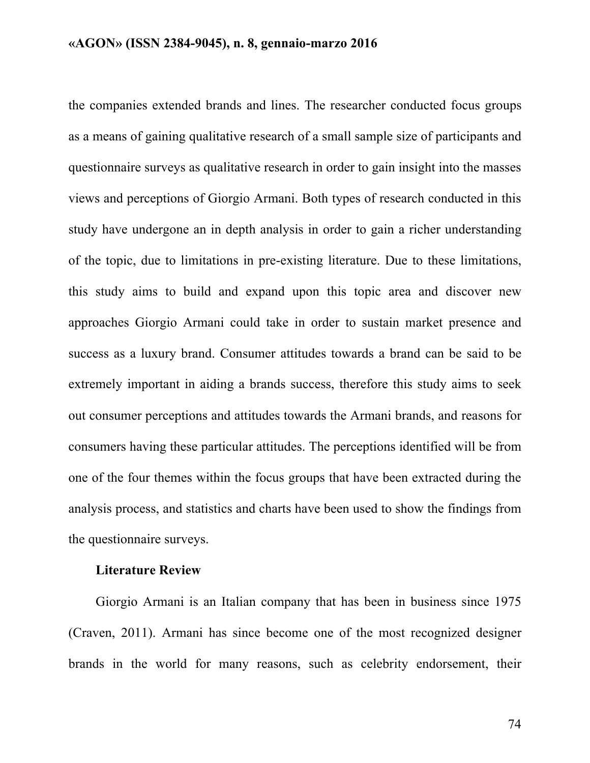the companies extended brands and lines. The researcher conducted focus groups as a means of gaining qualitative research of a small sample size of participants and questionnaire surveys as qualitative research in order to gain insight into the masses views and perceptions of Giorgio Armani. Both types of research conducted in this study have undergone an in depth analysis in order to gain a richer understanding of the topic, due to limitations in pre-existing literature. Due to these limitations, this study aims to build and expand upon this topic area and discover new approaches Giorgio Armani could take in order to sustain market presence and success as a luxury brand. Consumer attitudes towards a brand can be said to be extremely important in aiding a brands success, therefore this study aims to seek out consumer perceptions and attitudes towards the Armani brands, and reasons for consumers having these particular attitudes. The perceptions identified will be from one of the four themes within the focus groups that have been extracted during the analysis process, and statistics and charts have been used to show the findings from the questionnaire surveys.

## Literature Review

Giorgio Armani is an Italian company that has been in business since 1975 (Craven, 2011). Armani has since become one of the most recognized designer brands in the world for many reasons, such as celebrity endorsement, their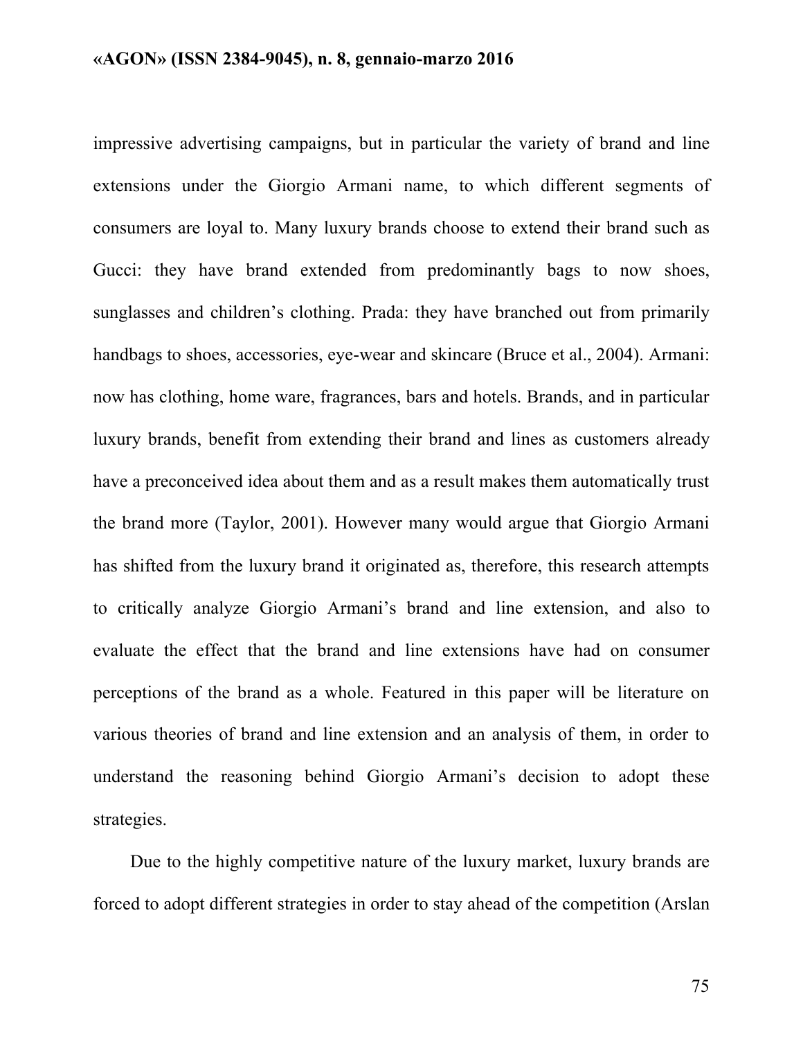impressive advertising campaigns, but in particular the variety of brand and line extensions under the Giorgio Armani name, to which different segments of consumers are loyal to. Many luxury brands choose to extend their brand such as Gucci: they have brand extended from predominantly bags to now shoes, sunglasses and children's clothing. Prada: they have branched out from primarily handbags to shoes, accessories, eye-wear and skincare (Bruce et al., 2004). Armani: now has clothing, home ware, fragrances, bars and hotels. Brands, and in particular luxury brands, benefit from extending their brand and lines as customers already have a preconceived idea about them and as a result makes them automatically trust the brand more (Taylor, 2001). However many would argue that Giorgio Armani has shifted from the luxury brand it originated as, therefore, this research attempts to critically analyze Giorgio Armani's brand and line extension, and also to evaluate the effect that the brand and line extensions have had on consumer perceptions of the brand as a whole. Featured in this paper will be literature on various theories of brand and line extension and an analysis of them, in order to understand the reasoning behind Giorgio Armani's decision to adopt these strategies.

Due to the highly competitive nature of the luxury market, luxury brands are forced to adopt different strategies in order to stay ahead of the competition (Arslan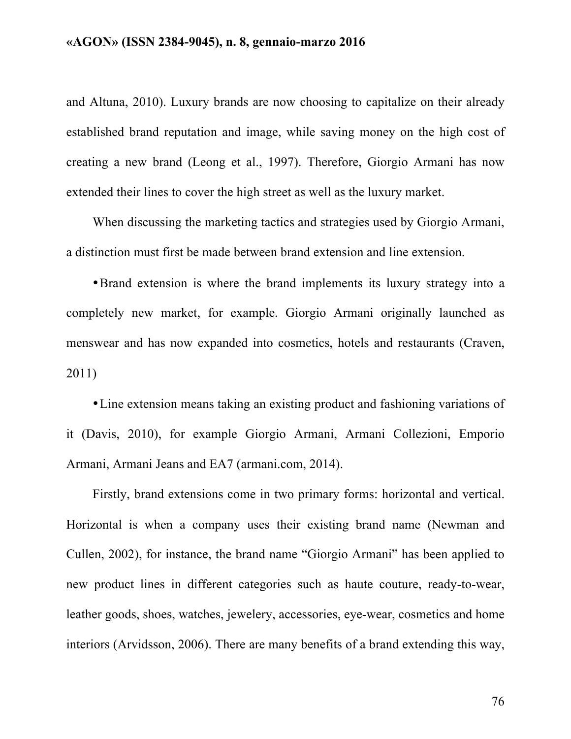and Altuna, 2010). Luxury brands are now choosing to capitalize on their already established brand reputation and image, while saving money on the high cost of creating a new brand (Leong et al., 1997). Therefore, Giorgio Armani has now extended their lines to cover the high street as well as the luxury market.

When discussing the marketing tactics and strategies used by Giorgio Armani, a distinction must first be made between brand extension and line extension.

- Brand extension is where the brand implements its luxury strategy into a completely new market, for example. Giorgio Armani originally launched as menswear and has now expanded into cosmetics, hotels and restaurants (Craven, 2011)

- Line extension means taking an existing product and fashioning variations of it (Davis, 2010), for example Giorgio Armani, Armani Collezioni, Emporio Armani, Armani Jeans and EA7 (armani.com, 2014).

Firstly, brand extensions come in two primary forms: horizontal and vertical. Horizontal is when a company uses their existing brand name (Newman and Cullen, 2002), for instance, the brand name "Giorgio Armani" has been applied to new product lines in different categories such as haute couture, ready-to-wear, leather goods, shoes, watches, jewelery, accessories, eye-wear, cosmetics and home interiors (Arvidsson, 2006). There are many benefits of a brand extending this way,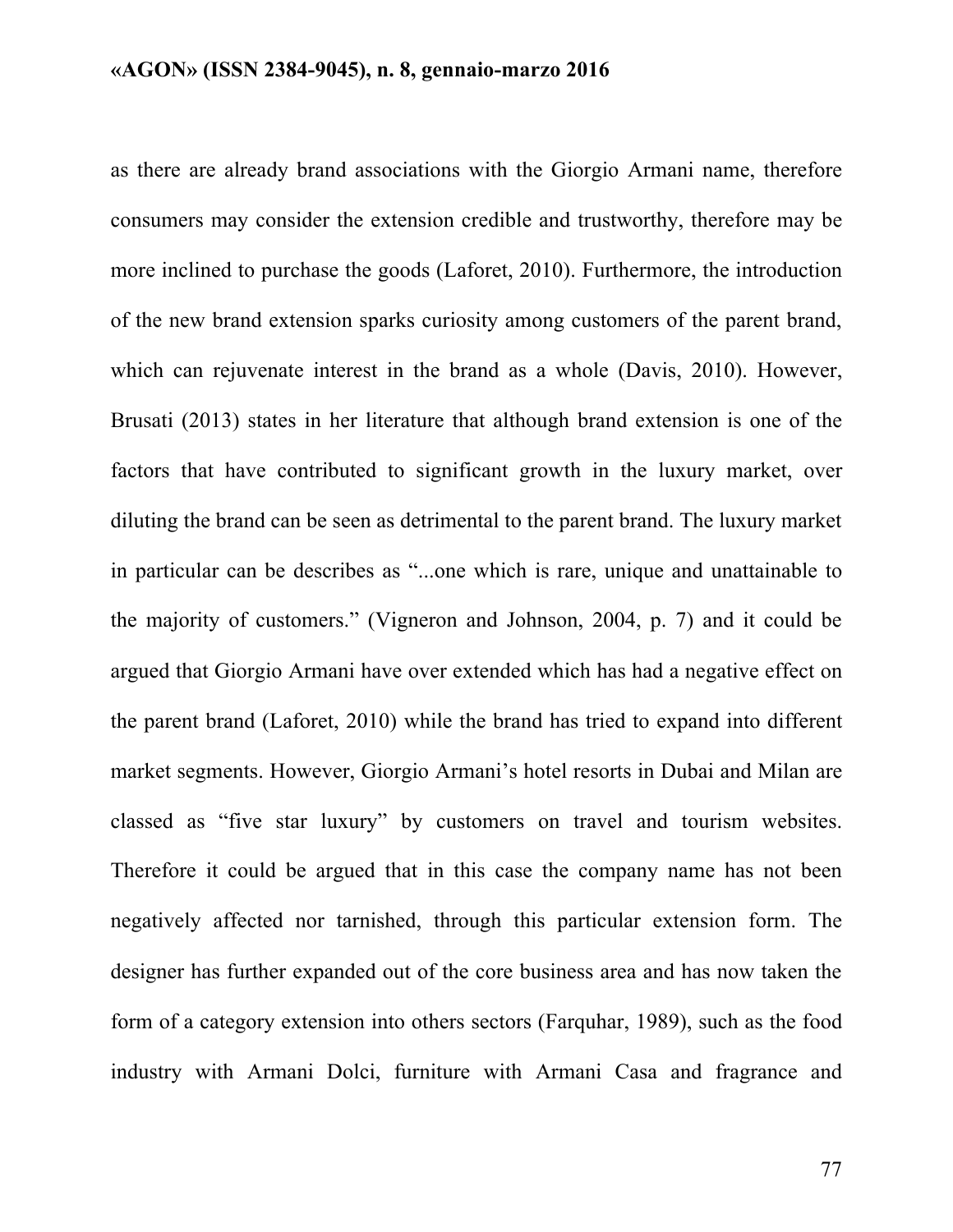as there are already brand associations with the Giorgio Armani name, therefore consumers may consider the extension credible and trustworthy, therefore may be more inclined to purchase the goods (Laforet, 2010). Furthermore, the introduction of the new brand extension sparks curiosity among customers of the parent brand, which can rejuvenate interest in the brand as a whole (Davis, 2010). However, Brusati (2013) states in her literature that although brand extension is one of the factors that have contributed to significant growth in the luxury market, over diluting the brand can be seen as detrimental to the parent brand. The luxury market in particular can be describes as "...one which is rare, unique and unattainable to the majority of customers." (Vigneron and Johnson, 2004, p. 7) and it could be argued that Giorgio Armani have over extended which has had a negative effect on the parent brand (Laforet, 2010) while the brand has tried to expand into different market segments. However, Giorgio Armani's hotel resorts in Dubai and Milan are classed as "five star luxury" by customers on travel and tourism websites. Therefore it could be argued that in this case the company name has not been negatively affected nor tarnished, through this particular extension form. The designer has further expanded out of the core business area and has now taken the form of a category extension into others sectors (Farquhar, 1989), such as the food industry with Armani Dolci, furniture with Armani Casa and fragrance and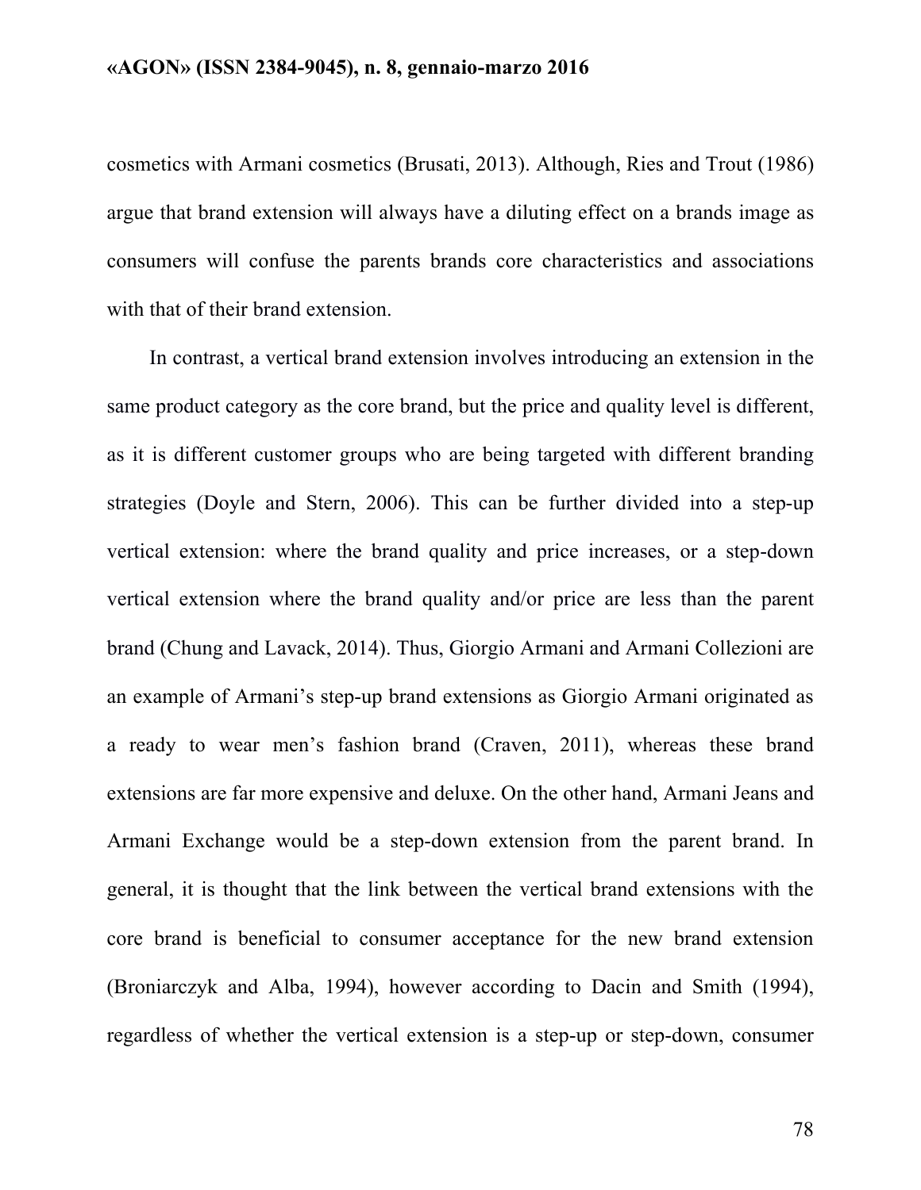cosmetics with Armani cosmetics (Brusati, 2013). Although, Ries and Trout (1986) argue that brand extension will always have a diluting effect on a brands image as consumers will confuse the parents brands core characteristics and associations with that of their brand extension.

In contrast, a vertical brand extension involves introducing an extension in the same product category as the core brand, but the price and quality level is different, as it is different customer groups who are being targeted with different branding strategies (Doyle and Stern, 2006). This can be further divided into a step-up vertical extension: where the brand quality and price increases, or a step-down vertical extension where the brand quality and/or price are less than the parent brand (Chung and Lavack, 2014). Thus, Giorgio Armani and Armani Collezioni are an example of Armani's step-up brand extensions as Giorgio Armani originated as a ready to wear men's fashion brand (Craven, 2011), whereas these brand extensions are far more expensive and deluxe. On the other hand, Armani Jeans and Armani Exchange would be a step-down extension from the parent brand. In general, it is thought that the link between the vertical brand extensions with the core brand is beneficial to consumer acceptance for the new brand extension (Broniarczyk and Alba, 1994), however according to Dacin and Smith (1994), regardless of whether the vertical extension is a step-up or step-down, consumer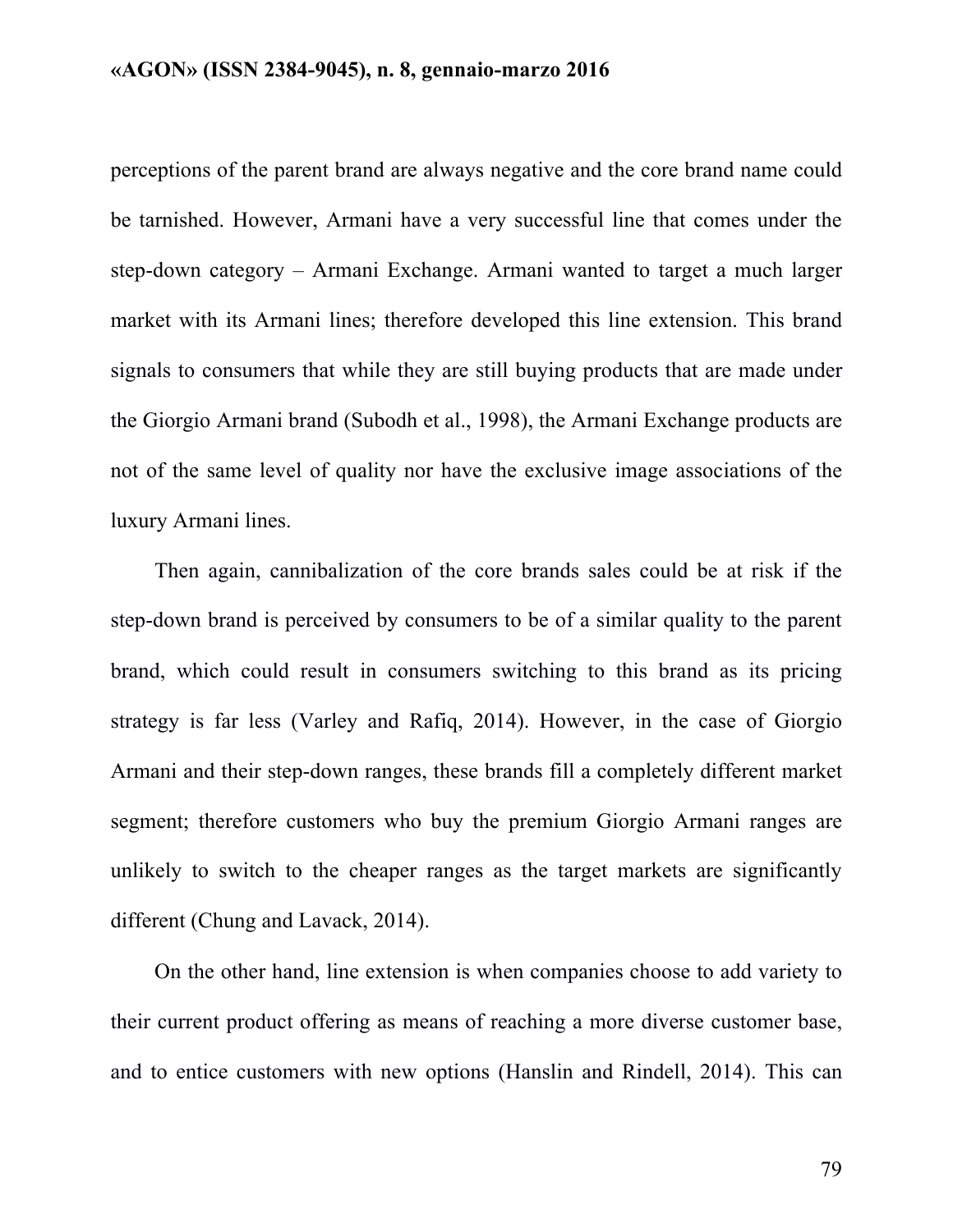perceptions of the parent brand are always negative and the core brand name could be tarnished. However, Armani have a very successful line that comes under the step-down category – Armani Exchange. Armani wanted to target a much larger market with its Armani lines; therefore developed this line extension. This brand signals to consumers that while they are still buying products that are made under the Giorgio Armani brand (Subodh et al., 1998), the Armani Exchange products are not of the same level of quality nor have the exclusive image associations of the luxury Armani lines.

Then again, cannibalization of the core brands sales could be at risk if the step-down brand is perceived by consumers to be of a similar quality to the parent brand, which could result in consumers switching to this brand as its pricing strategy is far less (Varley and Rafiq, 2014). However, in the case of Giorgio Armani and their step-down ranges, these brands fill a completely different market segment; therefore customers who buy the premium Giorgio Armani ranges are unlikely to switch to the cheaper ranges as the target markets are significantly different (Chung and Lavack, 2014).

On the other hand, line extension is when companies choose to add variety to their current product offering as means of reaching a more diverse customer base, and to entice customers with new options (Hanslin and Rindell, 2014). This can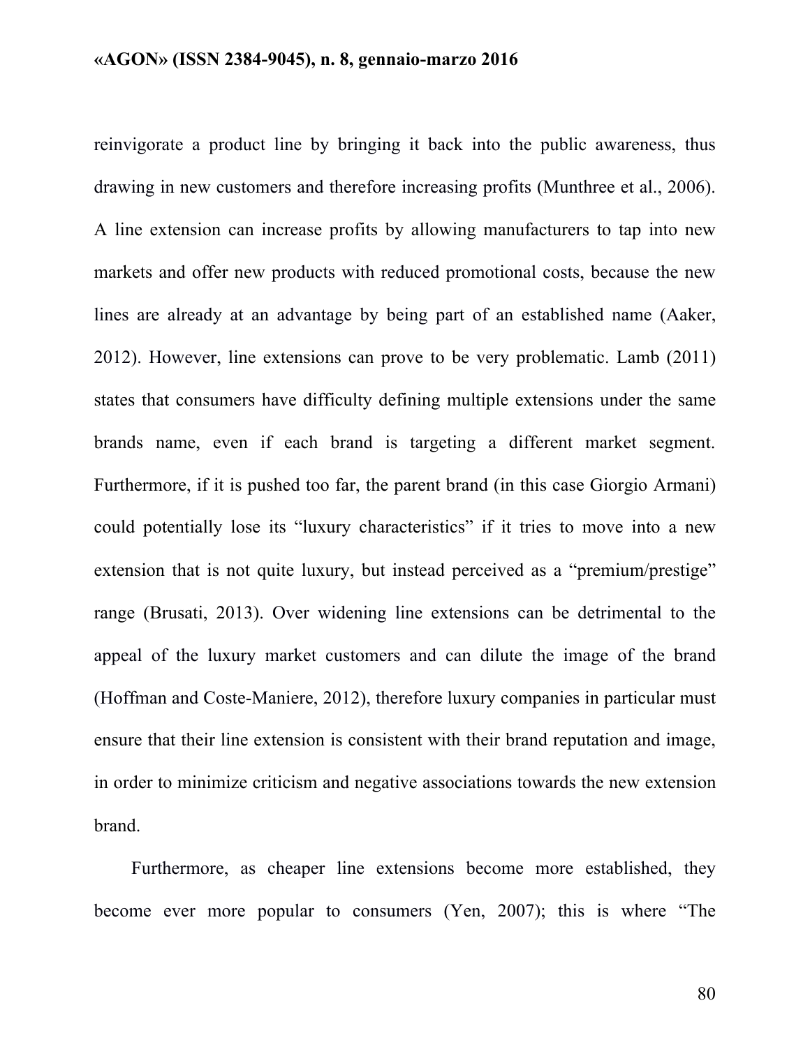reinvigorate a product line by bringing it back into the public awareness, thus drawing in new customers and therefore increasing profits (Munthree et al., 2006). A line extension can increase profits by allowing manufacturers to tap into new markets and offer new products with reduced promotional costs, because the new lines are already at an advantage by being part of an established name (Aaker, 2012). However, line extensions can prove to be very problematic. Lamb (2011) states that consumers have difficulty defining multiple extensions under the same brands name, even if each brand is targeting a different market segment. Furthermore, if it is pushed too far, the parent brand (in this case Giorgio Armani) could potentially lose its "luxury characteristics" if it tries to move into a new extension that is not quite luxury, but instead perceived as a "premium/prestige" range (Brusati, 2013). Over widening line extensions can be detrimental to the appeal of the luxury market customers and can dilute the image of the brand (Hoffman and Coste-Maniere, 2012), therefore luxury companies in particular must ensure that their line extension is consistent with their brand reputation and image, in order to minimize criticism and negative associations towards the new extension brand.

Furthermore, as cheaper line extensions become more established, they become ever more popular to consumers (Yen, 2007); this is where "The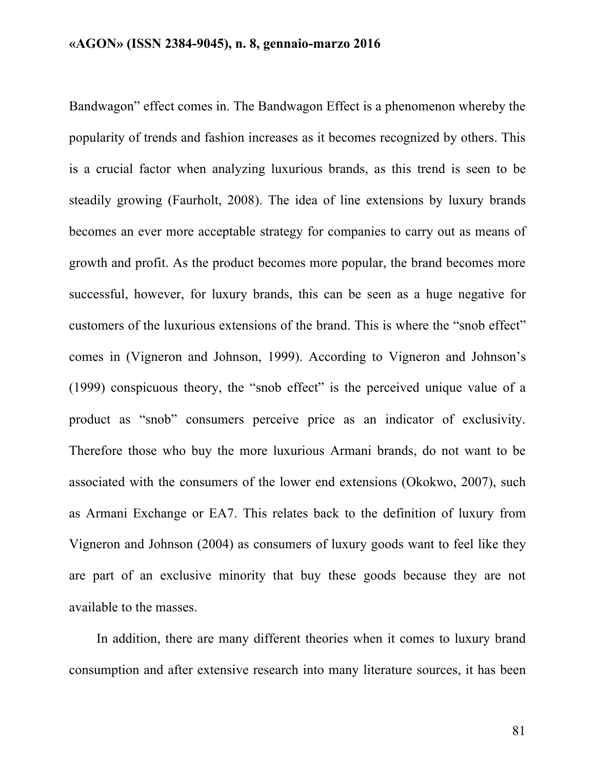Bandwagon" effect comes in. The Bandwagon Effect is a phenomenon whereby the popularity of trends and fashion increases as it becomes recognized by others. This is a crucial factor when analyzing luxurious brands, as this trend is seen to be steadily growing (Faurholt, 2008). The idea of line extensions by luxury brands becomes an ever more acceptable strategy for companies to carry out as means of growth and profit. As the product becomes more popular, the brand becomes more successful, however, for luxury brands, this can be seen as a huge negative for customers of the luxurious extensions of the brand. This is where the "snob effect" comes in (Vigneron and Johnson, 1999). According to Vigneron and Johnson's (1999) conspicuous theory, the "snob effect" is the perceived unique value of a product as "snob" consumers perceive price as an indicator of exclusivity. Therefore those who buy the more luxurious Armani brands, do not want to be associated with the consumers of the lower end extensions (Okokwo, 2007), such as Armani Exchange or EA7. This relates back to the definition of luxury from Vigneron and Johnson (2004) as consumers of luxury goods want to feel like they are part of an exclusive minority that buy these goods because they are not available to the masses.

In addition, there are many different theories when it comes to luxury brand consumption and after extensive research into many literature sources, it has been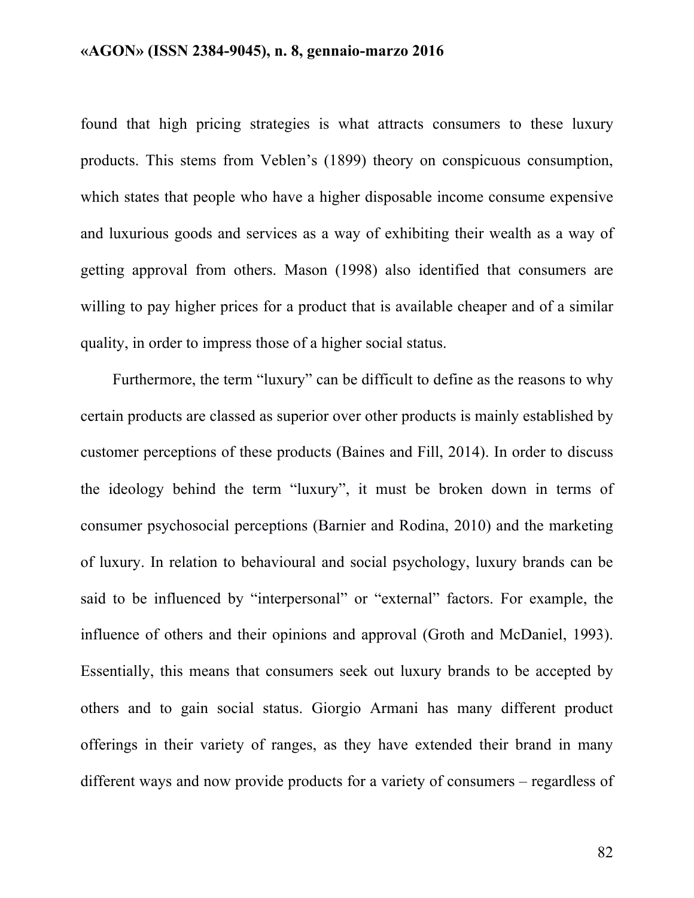found that high pricing strategies is what attracts consumers to these luxury products. This stems from Veblen's (1899) theory on conspicuous consumption, which states that people who have a higher disposable income consume expensive and luxurious goods and services as a way of exhibiting their wealth as a way of getting approval from others. Mason (1998) also identified that consumers are willing to pay higher prices for a product that is available cheaper and of a similar quality, in order to impress those of a higher social status.

Furthermore, the term "luxury" can be difficult to define as the reasons to why certain products are classed as superior over other products is mainly established by customer perceptions of these products (Baines and Fill, 2014). In order to discuss the ideology behind the term "luxury", it must be broken down in terms of consumer psychosocial perceptions (Barnier and Rodina, 2010) and the marketing of luxury. In relation to behavioural and social psychology, luxury brands can be said to be influenced by "interpersonal" or "external" factors. For example, the influence of others and their opinions and approval (Groth and McDaniel, 1993). Essentially, this means that consumers seek out luxury brands to be accepted by others and to gain social status. Giorgio Armani has many different product offerings in their variety of ranges, as they have extended their brand in many different ways and now provide products for a variety of consumers – regardless of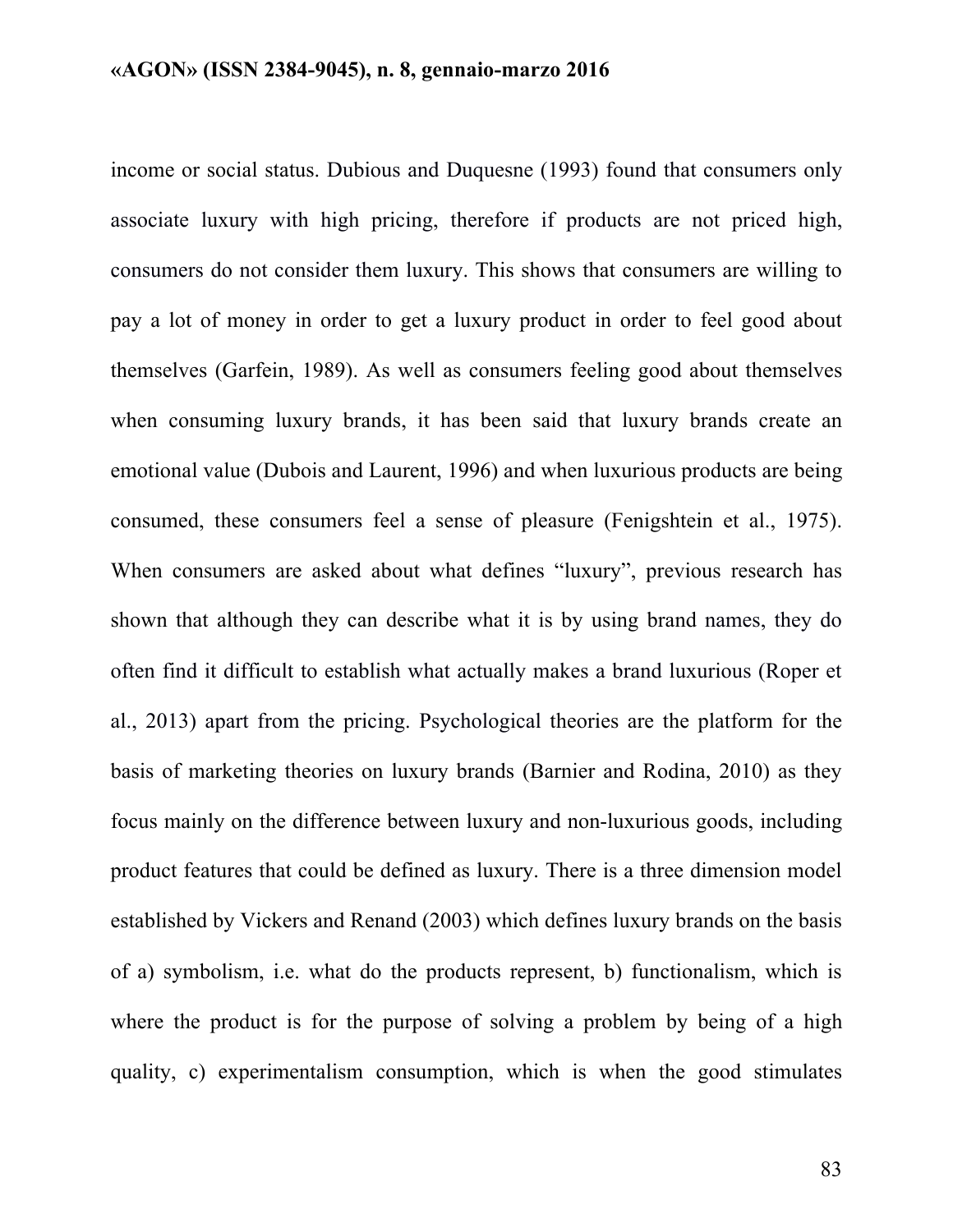income or social status. Dubious and Duquesne (1993) found that consumers only associate luxury with high pricing, therefore if products are not priced high, consumers do not consider them luxury. This shows that consumers are willing to pay a lot of money in order to get a luxury product in order to feel good about themselves (Garfein, 1989). As well as consumers feeling good about themselves when consuming luxury brands, it has been said that luxury brands create an emotional value (Dubois and Laurent, 1996) and when luxurious products are being consumed, these consumers feel a sense of pleasure (Fenigshtein et al., 1975). When consumers are asked about what defines "luxury", previous research has shown that although they can describe what it is by using brand names, they do often find it difficult to establish what actually makes a brand luxurious (Roper et al., 2013) apart from the pricing. Psychological theories are the platform for the basis of marketing theories on luxury brands (Barnier and Rodina, 2010) as they focus mainly on the difference between luxury and non-luxurious goods, including product features that could be defined as luxury. There is a three dimension model established by Vickers and Renand (2003) which defines luxury brands on the basis of a) symbolism, i.e. what do the products represent, b) functionalism, which is where the product is for the purpose of solving a problem by being of a high quality, c) experimentalism consumption, which is when the good stimulates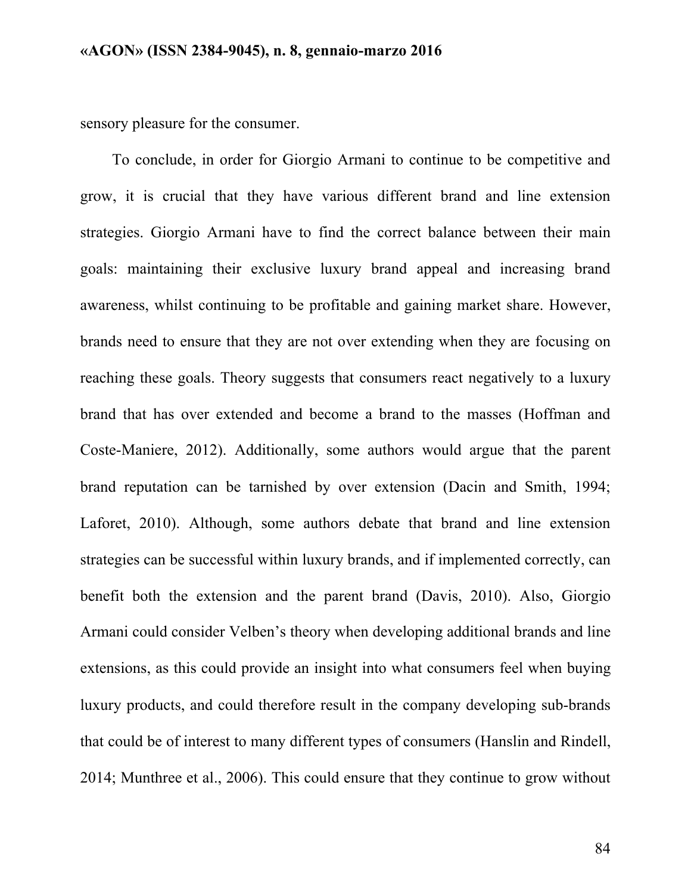sensory pleasure for the consumer.

To conclude, in order for Giorgio Armani to continue to be competitive and grow, it is crucial that they have various different brand and line extension strategies. Giorgio Armani have to find the correct balance between their main goals: maintaining their exclusive luxury brand appeal and increasing brand awareness, whilst continuing to be profitable and gaining market share. However, brands need to ensure that they are not over extending when they are focusing on reaching these goals. Theory suggests that consumers react negatively to a luxury brand that has over extended and become a brand to the masses (Hoffman and Coste-Maniere, 2012). Additionally, some authors would argue that the parent brand reputation can be tarnished by over extension (Dacin and Smith, 1994; Laforet, 2010). Although, some authors debate that brand and line extension strategies can be successful within luxury brands, and if implemented correctly, can benefit both the extension and the parent brand (Davis, 2010). Also, Giorgio Armani could consider Velben's theory when developing additional brands and line extensions, as this could provide an insight into what consumers feel when buying luxury products, and could therefore result in the company developing sub-brands that could be of interest to many different types of consumers (Hanslin and Rindell, 2014; Munthree et al., 2006). This could ensure that they continue to grow without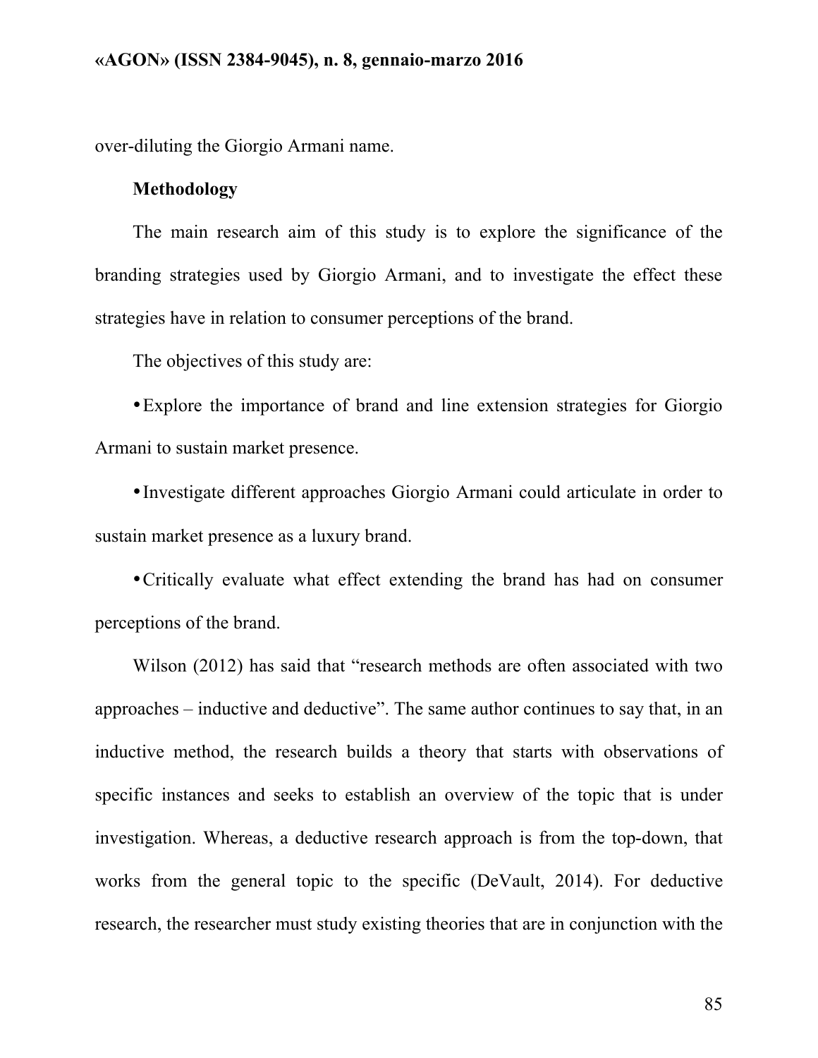over-diluting the Giorgio Armani name.

**Methodology**

The main research aim of this study is to explore the significance of the branding strategies used by Giorgio Armani, and to investigate the effect these strategies have in relation to consumer perceptions of the brand.

The objectives of this study are:

- Explore the importance of brand and line extension strategies for Giorgio Armani to sustain market presence.
- Investigate different approaches Giorgio Armani could articulate in order to sustain market presence as a luxury brand.
- Critically evaluate what effect extending the brand has had on consumer perceptions of the brand.

Wilson (2012) has said that "research methods are often associated with two approaches – inductive and deductive". The same author continues to say that, in an inductive method, the research builds a theory that starts with observations of specific instances and seeks to establish an overview of the topic that is under investigation. Whereas, a deductive research approach is from the top-down, that works from the general topic to the specific (DeVault, 2014). For deductive research, the researcher must study existing theories that are in conjunction with the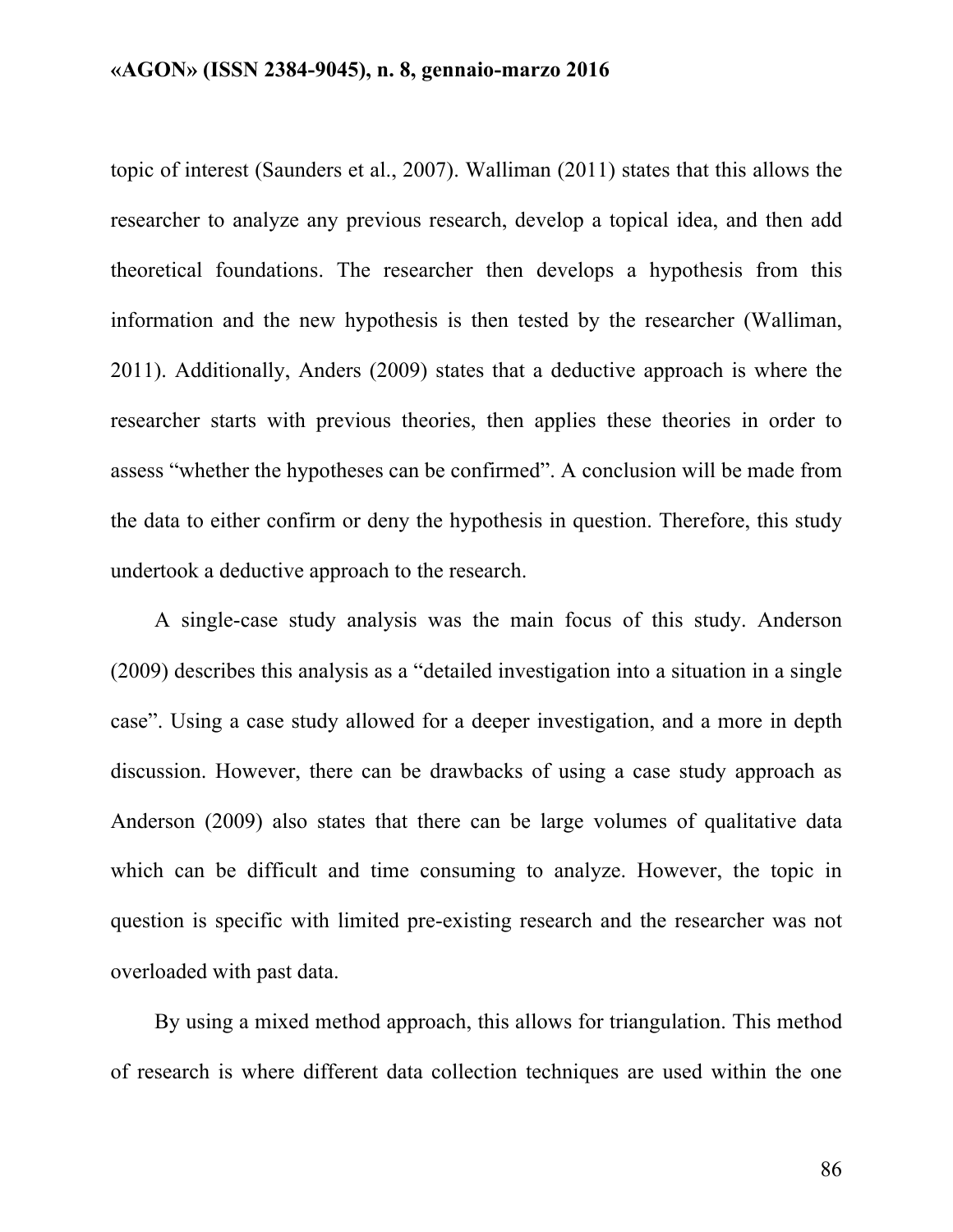topic of interest (Saunders et al., 2007). Walliman (2011) states that this allows the researcher to analyze any previous research, develop a topical idea, and then add theoretical foundations. The researcher then develops a hypothesis from this information and the new hypothesis is then tested by the researcher (Walliman, 2011). Additionally, Anders (2009) states that a deductive approach is where the researcher starts with previous theories, then applies these theories in order to assess "whether the hypotheses can be confirmed". A conclusion will be made from the data to either confirm or deny the hypothesis in question. Therefore, this study undertook a deductive approach to the research.

A single-case study analysis was the main focus of this study. Anderson (2009) describes this analysis as a "detailed investigation into a situation in a single case". Using a case study allowed for a deeper investigation, and a more in depth discussion. However, there can be drawbacks of using a case study approach as Anderson (2009) also states that there can be large volumes of qualitative data which can be difficult and time consuming to analyze. However, the topic in question is specific with limited pre-existing research and the researcher was not overloaded with past data.

By using a mixed method approach, this allows for triangulation. This method of research is where different data collection techniques are used within the one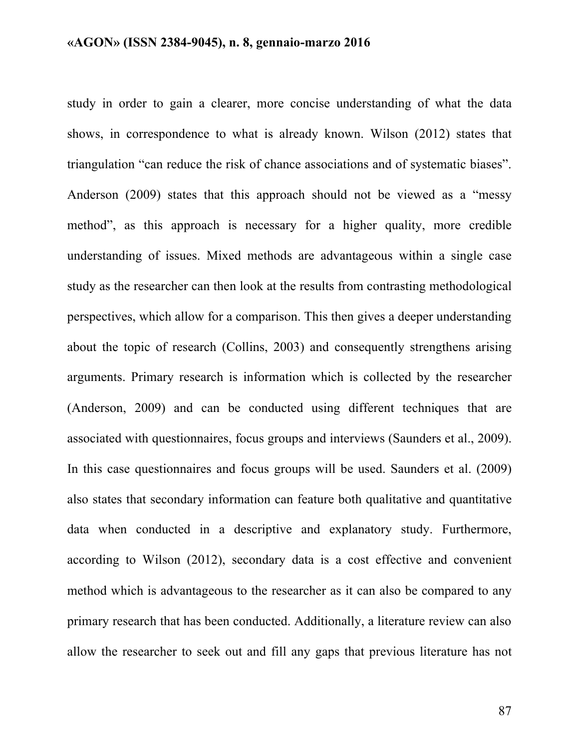study in order to gain a clearer, more concise understanding of what the data shows, in correspondence to what is already known. Wilson (2012) states that triangulation "can reduce the risk of chance associations and of systematic biases". Anderson (2009) states that this approach should not be viewed as a "messy method", as this approach is necessary for a higher quality, more credible understanding of issues. Mixed methods are advantageous within a single case study as the researcher can then look at the results from contrasting methodological perspectives, which allow for a comparison. This then gives a deeper understanding about the topic of research (Collins, 2003) and consequently strengthens arising arguments. Primary research is information which is collected by the researcher (Anderson, 2009) and can be conducted using different techniques that are associated with questionnaires, focus groups and interviews (Saunders et al., 2009). In this case questionnaires and focus groups will be used. Saunders et al. (2009) also states that secondary information can feature both qualitative and quantitative data when conducted in a descriptive and explanatory study. Furthermore, according to Wilson (2012), secondary data is a cost effective and convenient method which is advantageous to the researcher as it can also be compared to any primary research that has been conducted. Additionally, a literature review can also allow the researcher to seek out and fill any gaps that previous literature has not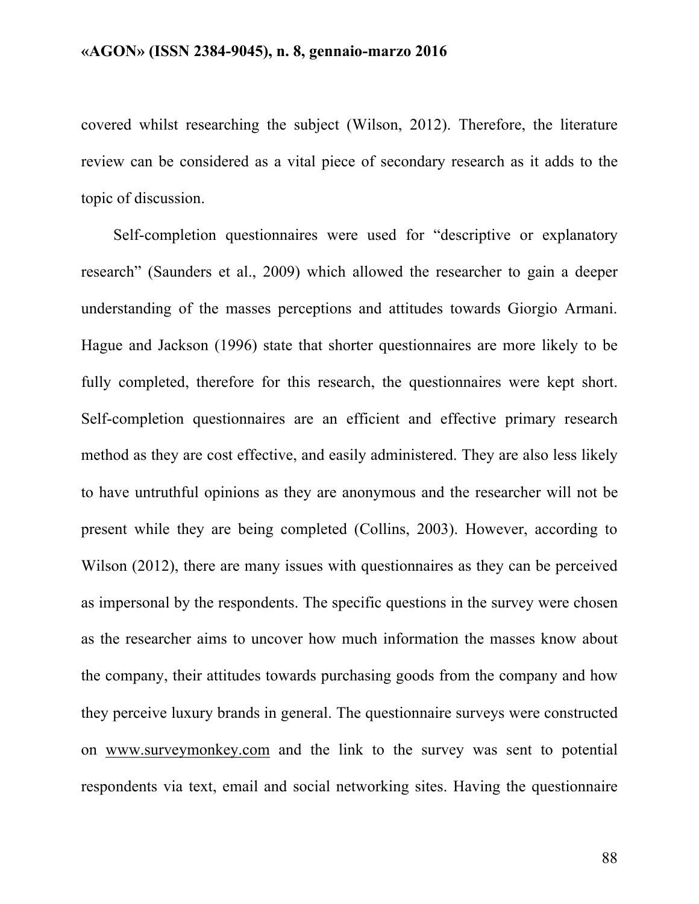covered whilst researching the subject (Wilson, 2012). Therefore, the literature review can be considered as a vital piece of secondary research as it adds to the topic of discussion.

Self-completion questionnaires were used for "descriptive or explanatory research" (Saunders et al., 2009) which allowed the researcher to gain a deeper understanding of the masses perceptions and attitudes towards Giorgio Armani. Hague and Jackson (1996) state that shorter questionnaires are more likely to be fully completed, therefore for this research, the questionnaires were kept short. Self-completion questionnaires are an efficient and effective primary research method as they are cost effective, and easily administered. They are also less likely to have untruthful opinions as they are anonymous and the researcher will not be present while they are being completed (Collins, 2003). However, according to Wilson (2012), there are many issues with questionnaires as they can be perceived as impersonal by the respondents. The specific questions in the survey were chosen as the researcher aims to uncover how much information the masses know about the company, their attitudes towards purchasing goods from the company and how they perceive luxury brands in general. The questionnaire surveys were constructed on www.surveymonkey.com and the link to the survey was sent to potential respondents via text, email and social networking sites. Having the questionnaire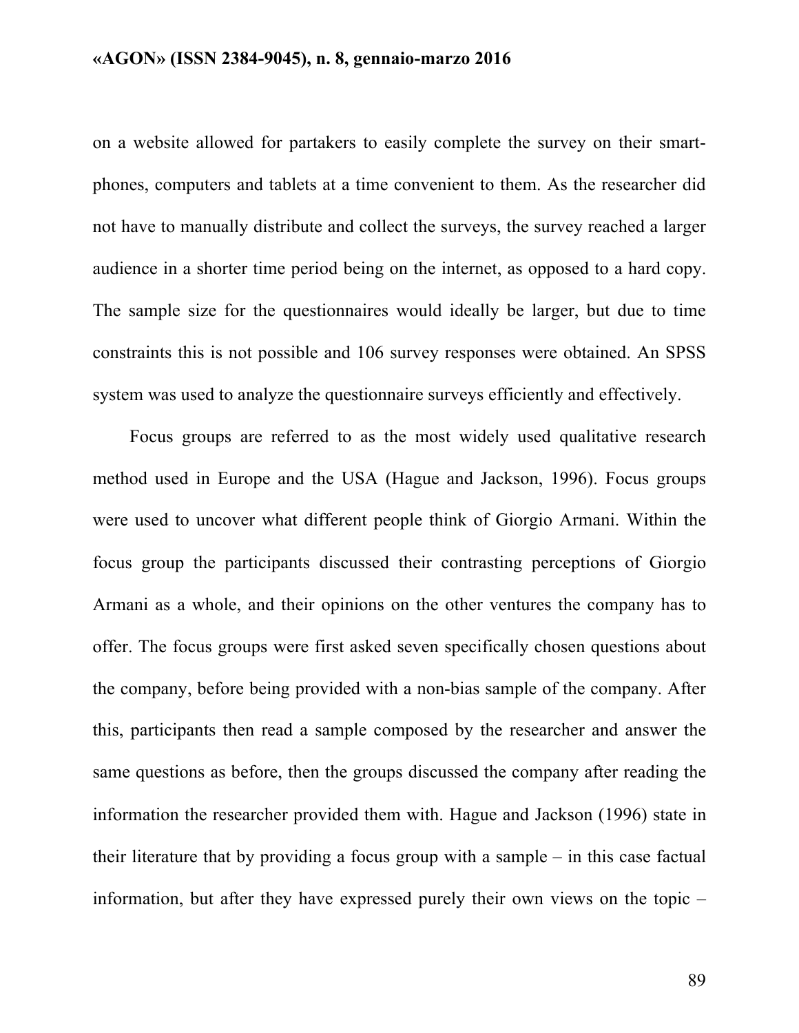on a website allowed for partakers to easily complete the survey on their smart-phones, computers and tablets at a time convenient to them. As the researcher did not have to manually distribute and collect the surveys, the survey reached a larger audience in a shorter time period being on the internet, as opposed to a hard copy. The sample size for the questionnaires would ideally be larger, but due to time constraints this is not possible and 106 survey responses were obtained. An SPSS system was used to analyze the questionnaire surveys efficiently and effectively.

Focus groups are referred to as the most widely used qualitative research method used in Europe and the USA (Hague and Jackson, 1996). Focus groups were used to uncover what different people think of Giorgio Armani. Within the focus group the participants discussed their contrasting perceptions of Giorgio Armani as a whole, and their opinions on the other ventures the company has to offer. The focus groups were first asked seven specifically chosen questions about the company, before being provided with a non-bias sample of the company. After this, participants then read a sample composed by the researcher and answer the same questions as before, then the groups discussed the company after reading the information the researcher provided them with. Hague and Jackson (1996) state in their literature that by providing a focus group with a sample – in this case factual information, but after they have expressed purely their own views on the topic –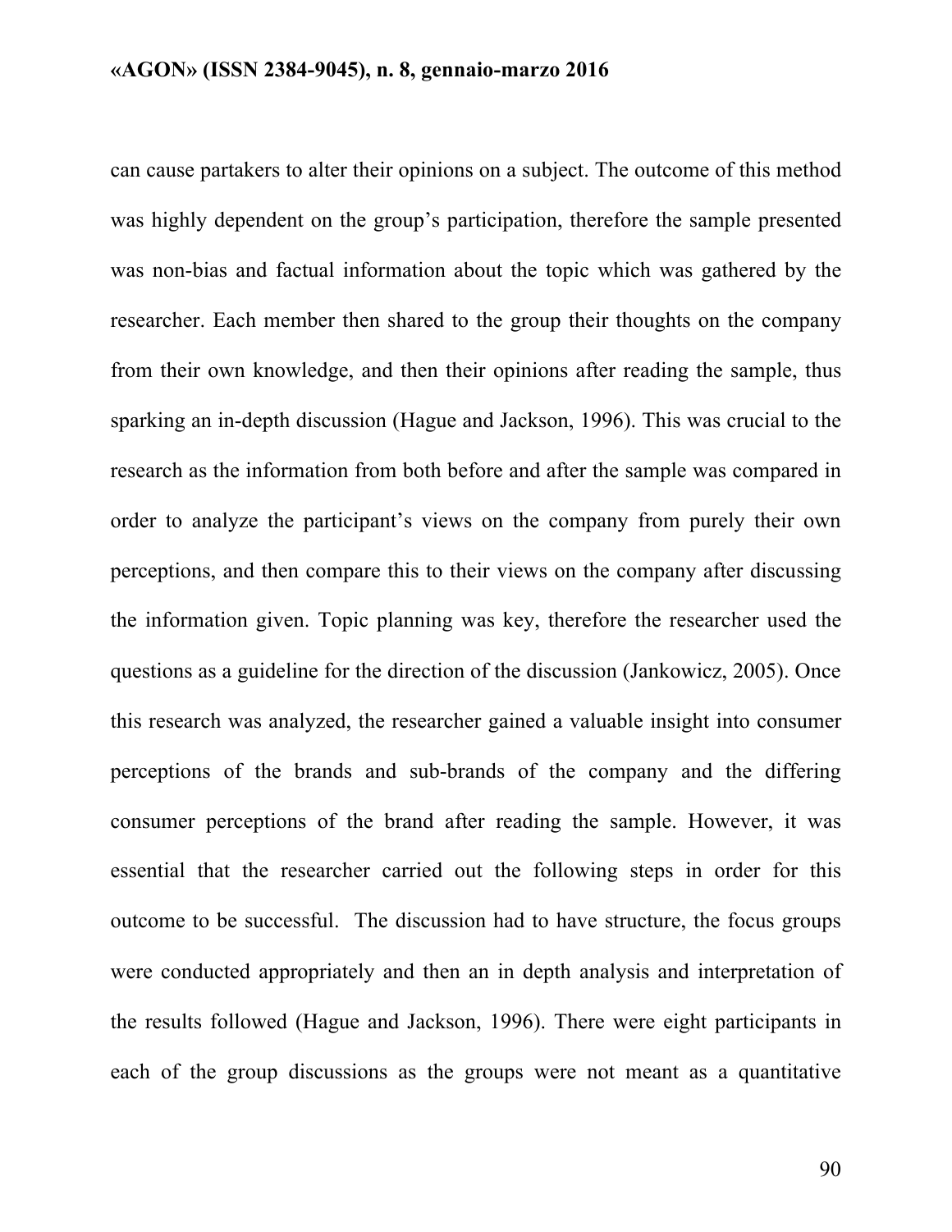can cause partakers to alter their opinions on a subject. The outcome of this method was highly dependent on the group's participation, therefore the sample presented was non-bias and factual information about the topic which was gathered by the researcher. Each member then shared to the group their thoughts on the company from their own knowledge, and then their opinions after reading the sample, thus sparking an in-depth discussion (Hague and Jackson, 1996). This was crucial to the research as the information from both before and after the sample was compared in order to analyze the participant's views on the company from purely their own perceptions, and then compare this to their views on the company after discussing the information given. Topic planning was key, therefore the researcher used the questions as a guideline for the direction of the discussion (Jankowicz, 2005). Once this research was analyzed, the researcher gained a valuable insight into consumer perceptions of the brands and sub-brands of the company and the differing consumer perceptions of the brand after reading the sample. However, it was essential that the researcher carried out the following steps in order for this outcome to be successful. The discussion had to have structure, the focus groups were conducted appropriately and then an in depth analysis and interpretation of the results followed (Hague and Jackson, 1996). There were eight participants in each of the group discussions as the groups were not meant as a quantitative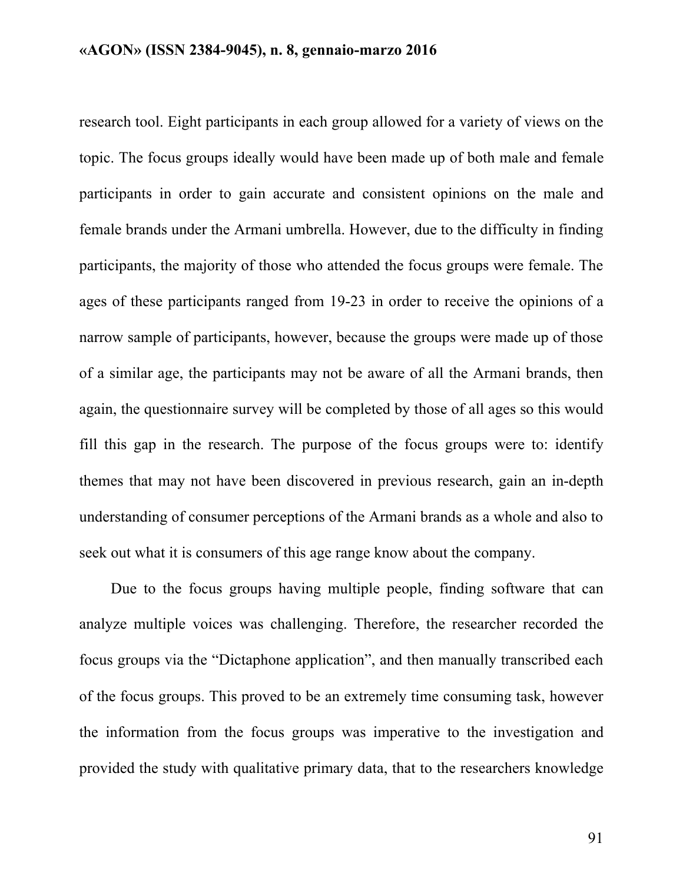research tool. Eight participants in each group allowed for a variety of views on the topic. The focus groups ideally would have been made up of both male and female participants in order to gain accurate and consistent opinions on the male and female brands under the Armani umbrella. However, due to the difficulty in finding participants, the majority of those who attended the focus groups were female. The ages of these participants ranged from 19-23 in order to receive the opinions of a narrow sample of participants, however, because the groups were made up of those of a similar age, the participants may not be aware of all the Armani brands, then again, the questionnaire survey will be completed by those of all ages so this would fill this gap in the research. The purpose of the focus groups were to: identify themes that may not have been discovered in previous research, gain an in-depth understanding of consumer perceptions of the Armani brands as a whole and also to seek out what it is consumers of this age range know about the company.

Due to the focus groups having multiple people, finding software that can analyze multiple voices was challenging. Therefore, the researcher recorded the focus groups via the "Dictaphone application", and then manually transcribed each of the focus groups. This proved to be an extremely time consuming task, however the information from the focus groups was imperative to the investigation and provided the study with qualitative primary data, that to the researchers knowledge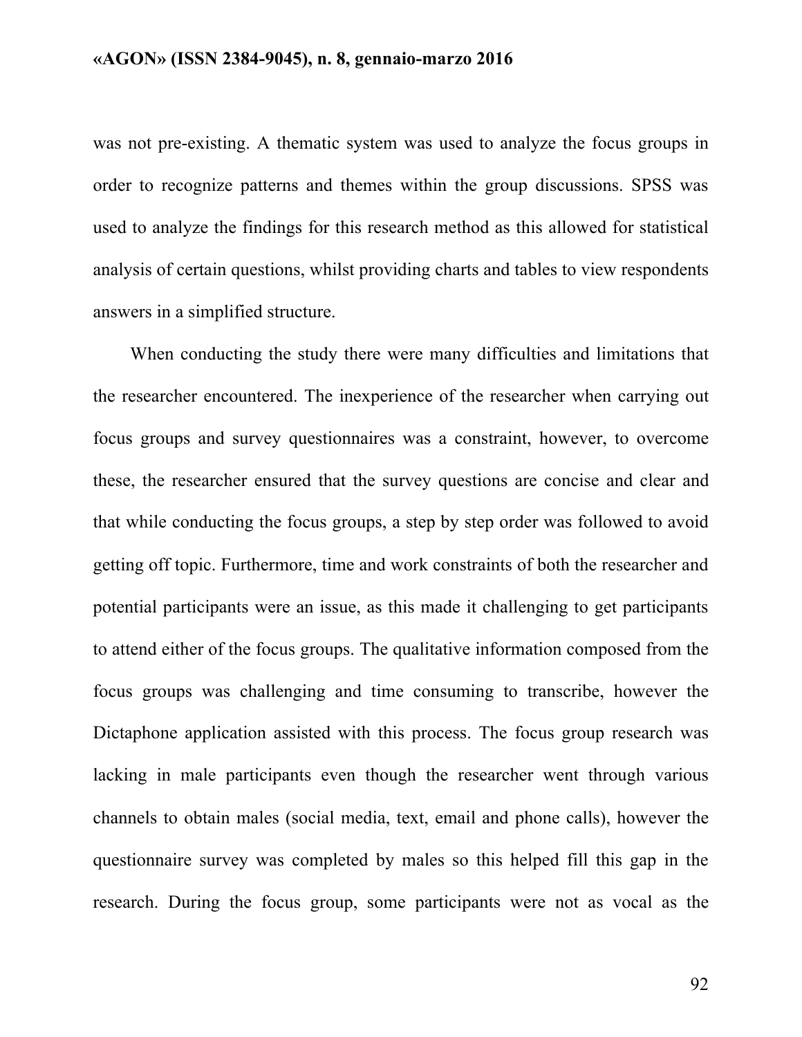was not pre-existing. A thematic system was used to analyze the focus groups in order to recognize patterns and themes within the group discussions. SPSS was used to analyze the findings for this research method as this allowed for statistical analysis of certain questions, whilst providing charts and tables to view respondents answers in a simplified structure.

When conducting the study there were many difficulties and limitations that the researcher encountered. The inexperience of the researcher when carrying out focus groups and survey questionnaires was a constraint, however, to overcome these, the researcher ensured that the survey questions are concise and clear and that while conducting the focus groups, a step by step order was followed to avoid getting off topic. Furthermore, time and work constraints of both the researcher and potential participants were an issue, as this made it challenging to get participants to attend either of the focus groups. The qualitative information composed from the focus groups was challenging and time consuming to transcribe, however the Dictaphone application assisted with this process. The focus group research was lacking in male participants even though the researcher went through various channels to obtain males (social media, text, email and phone calls), however the questionnaire survey was completed by males so this helped fill this gap in the research. During the focus group, some participants were not as vocal as the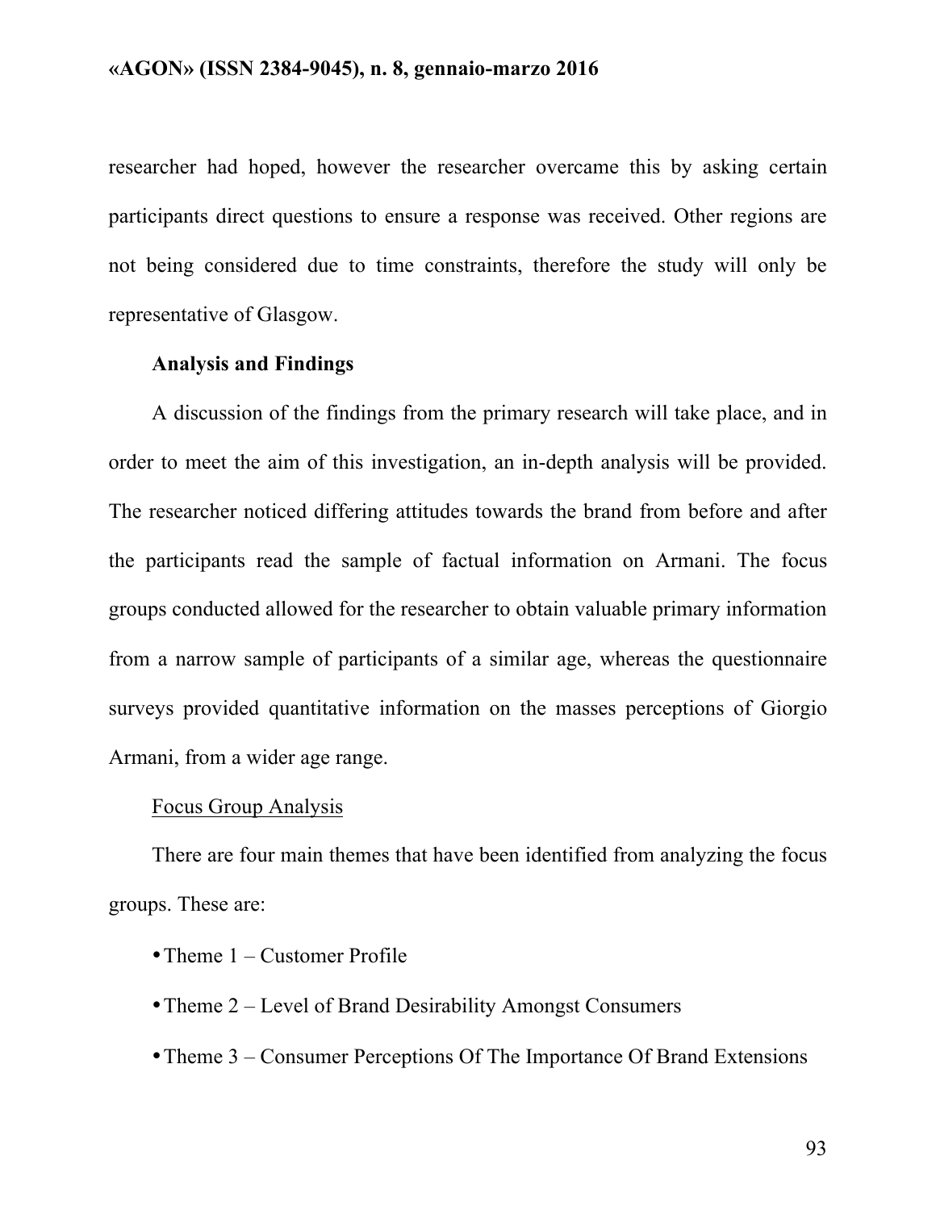researcher had hoped, however the researcher overcame this by asking certain participants direct questions to ensure a response was received. Other regions are not being considered due to time constraints, therefore the study will only be representative of Glasgow.

## Analysis and Findings

A discussion of the findings from the primary research will take place, and in order to meet the aim of this investigation, an in-depth analysis will be provided. The researcher noticed differing attitudes towards the brand from before and after the participants read the sample of factual information on Armani. The focus groups conducted allowed for the researcher to obtain valuable primary information from a narrow sample of participants of a similar age, whereas the questionnaire surveys provided quantitative information on the masses perceptions of Giorgio Armani, from a wider age range.

### Focus Group Analysis

There are four main themes that have been identified from analyzing the focus groups. These are:

- Theme 1 – Customer Profile
- Theme 2 – Level of Brand Desirability Amongst Consumers
- Theme 3 – Consumer Perceptions Of The Importance Of Brand Extensions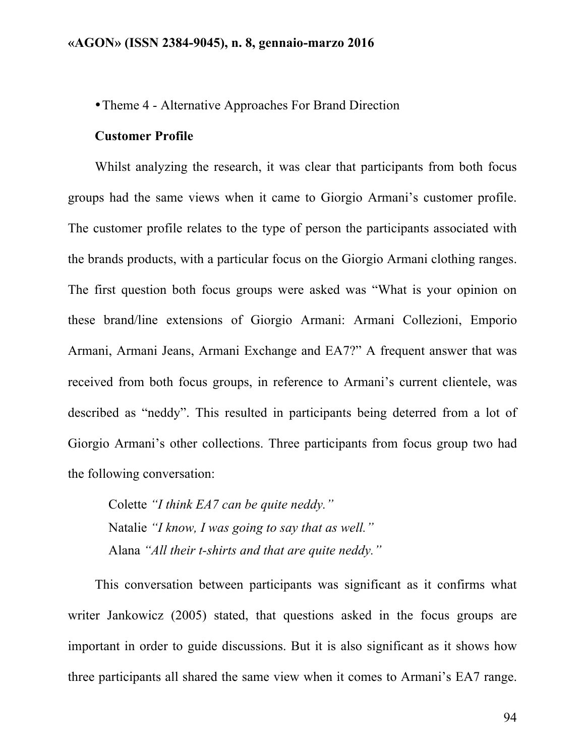• Theme 4 - Alternative Approaches For Brand Direction

**Customer Profile**

Whilst analyzing the research, it was clear that participants from both focus groups had the same views when it came to Giorgio Armani's customer profile. The customer profile relates to the type of person the participants associated with the brands products, with a particular focus on the Giorgio Armani clothing ranges. The first question both focus groups were asked was "What is your opinion on these brand/line extensions of Giorgio Armani: Armani Collezioni, Emporio Armani, Armani Jeans, Armani Exchange and EA7?" A frequent answer that was received from both focus groups, in reference to Armani's current clientele, was described as "neddy". This resulted in participants being deterred from a lot of Giorgio Armani's other collections. Three participants from focus group two had the following conversation:

> Colette *"I think EA7 can be quite neddy."*
> Natalie *"I know, I was going to say that as well."*
> Alana *"All their t-shirts and that are quite neddy."*

This conversation between participants was significant as it confirms what writer Jankowicz (2005) stated, that questions asked in the focus groups are important in order to guide discussions. But it is also significant as it shows how three participants all shared the same view when it comes to Armani's EA7 range.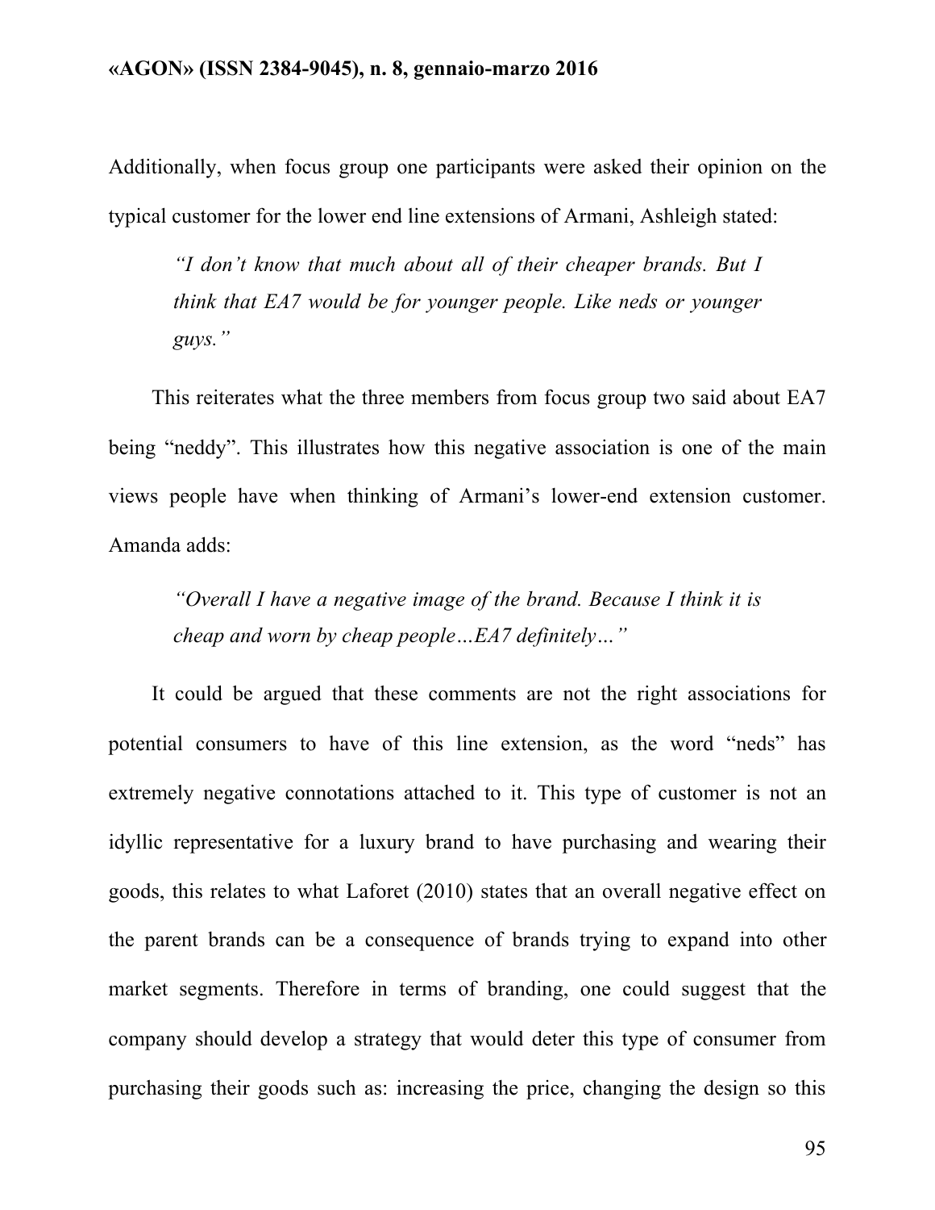Additionally, when focus group one participants were asked their opinion on the typical customer for the lower end line extensions of Armani, Ashleigh stated:

> *"I don't know that much about all of their cheaper brands. But I think that EA7 would be for younger people. Like neds or younger guys."*

This reiterates what the three members from focus group two said about EA7 being "neddy". This illustrates how this negative association is one of the main views people have when thinking of Armani's lower-end extension customer. Amanda adds:

> *"Overall I have a negative image of the brand. Because I think it is cheap and worn by cheap people…EA7 definitely…"*

It could be argued that these comments are not the right associations for potential consumers to have of this line extension, as the word "neds" has extremely negative connotations attached to it. This type of customer is not an idyllic representative for a luxury brand to have purchasing and wearing their goods, this relates to what Laforet (2010) states that an overall negative effect on the parent brands can be a consequence of brands trying to expand into other market segments. Therefore in terms of branding, one could suggest that the company should develop a strategy that would deter this type of consumer from purchasing their goods such as: increasing the price, changing the design so this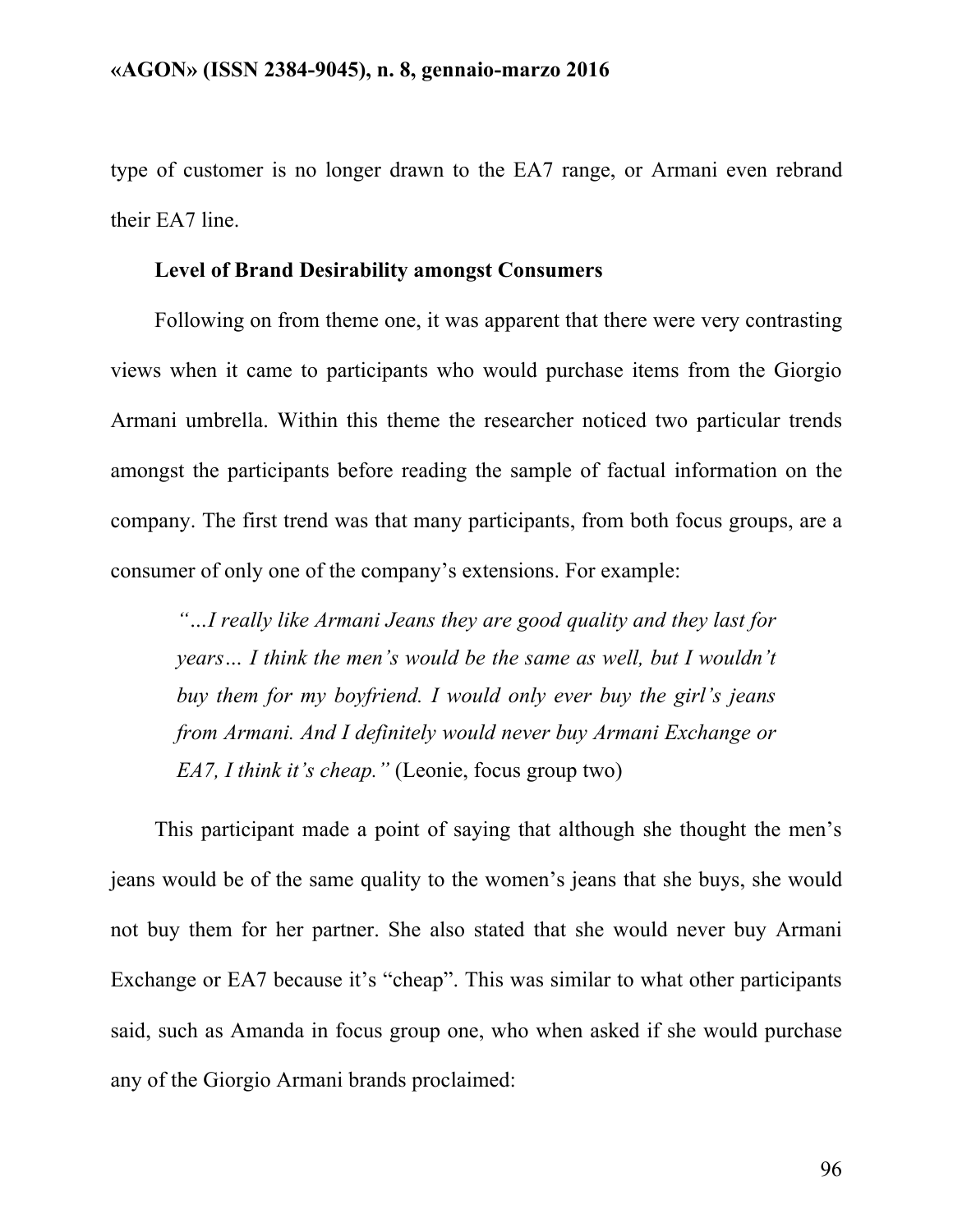type of customer is no longer drawn to the EA7 range, or Armani even rebrand their EA7 line.

**Level of Brand Desirability amongst Consumers**

Following on from theme one, it was apparent that there were very contrasting views when it came to participants who would purchase items from the Giorgio Armani umbrella. Within this theme the researcher noticed two particular trends amongst the participants before reading the sample of factual information on the company. The first trend was that many participants, from both focus groups, are a consumer of only one of the company's extensions. For example:

> *"…I really like Armani Jeans they are good quality and they last for years… I think the men's would be the same as well, but I wouldn't buy them for my boyfriend. I would only ever buy the girl's jeans from Armani. And I definitely would never buy Armani Exchange or EA7, I think it's cheap."* (Leonie, focus group two)

This participant made a point of saying that although she thought the men's jeans would be of the same quality to the women's jeans that she buys, she would not buy them for her partner. She also stated that she would never buy Armani Exchange or EA7 because it's "cheap". This was similar to what other participants said, such as Amanda in focus group one, who when asked if she would purchase any of the Giorgio Armani brands proclaimed: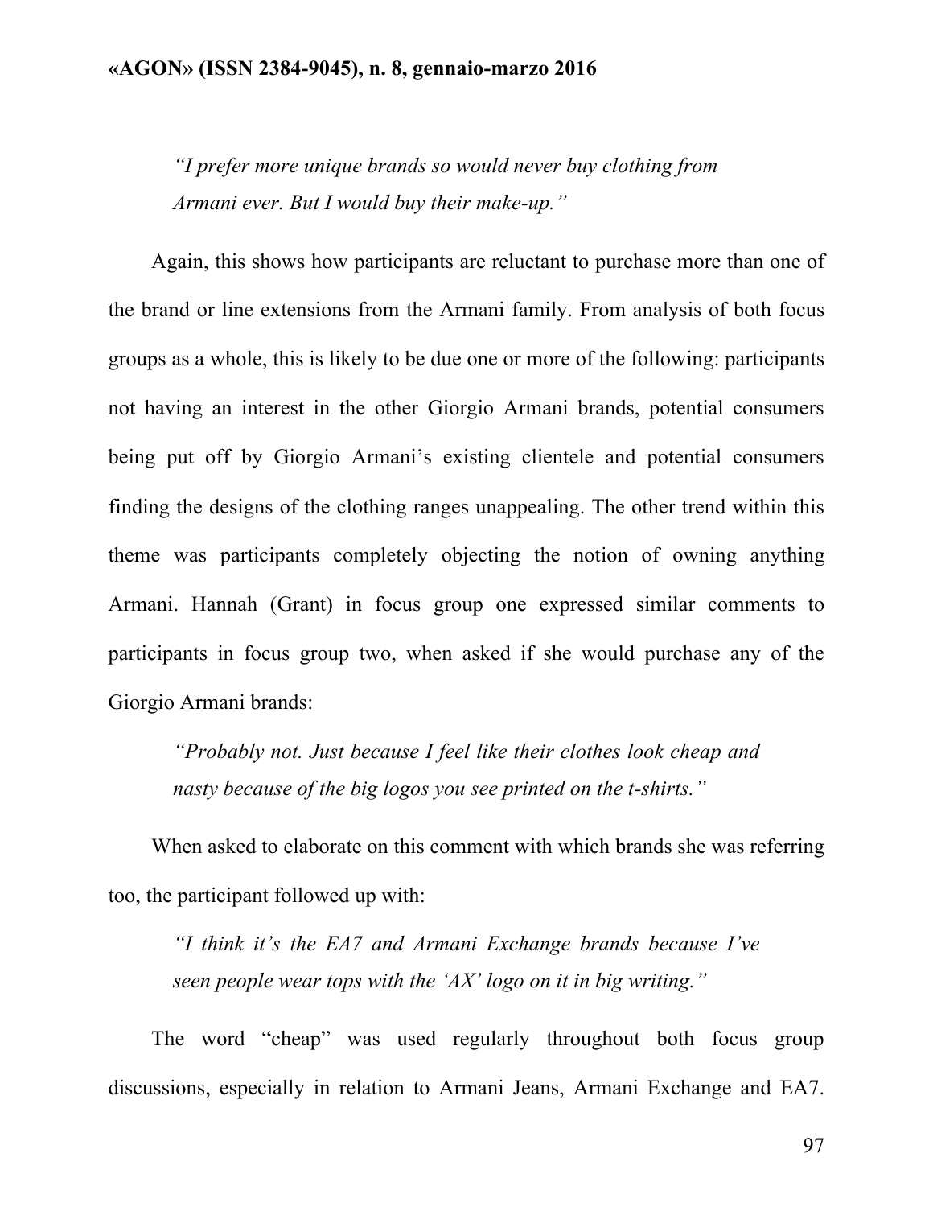*"I prefer more unique brands so would never buy clothing from Armani ever. But I would buy their make-up."*

Again, this shows how participants are reluctant to purchase more than one of the brand or line extensions from the Armani family. From analysis of both focus groups as a whole, this is likely to be due one or more of the following: participants not having an interest in the other Giorgio Armani brands, potential consumers being put off by Giorgio Armani's existing clientele and potential consumers finding the designs of the clothing ranges unappealing. The other trend within this theme was participants completely objecting the notion of owning anything Armani. Hannah (Grant) in focus group one expressed similar comments to participants in focus group two, when asked if she would purchase any of the Giorgio Armani brands:

*"Probably not. Just because I feel like their clothes look cheap and nasty because of the big logos you see printed on the t-shirts."*

When asked to elaborate on this comment with which brands she was referring too, the participant followed up with:

*"I think it's the EA7 and Armani Exchange brands because I've seen people wear tops with the 'AX' logo on it in big writing."*

The word "cheap" was used regularly throughout both focus group discussions, especially in relation to Armani Jeans, Armani Exchange and EA7.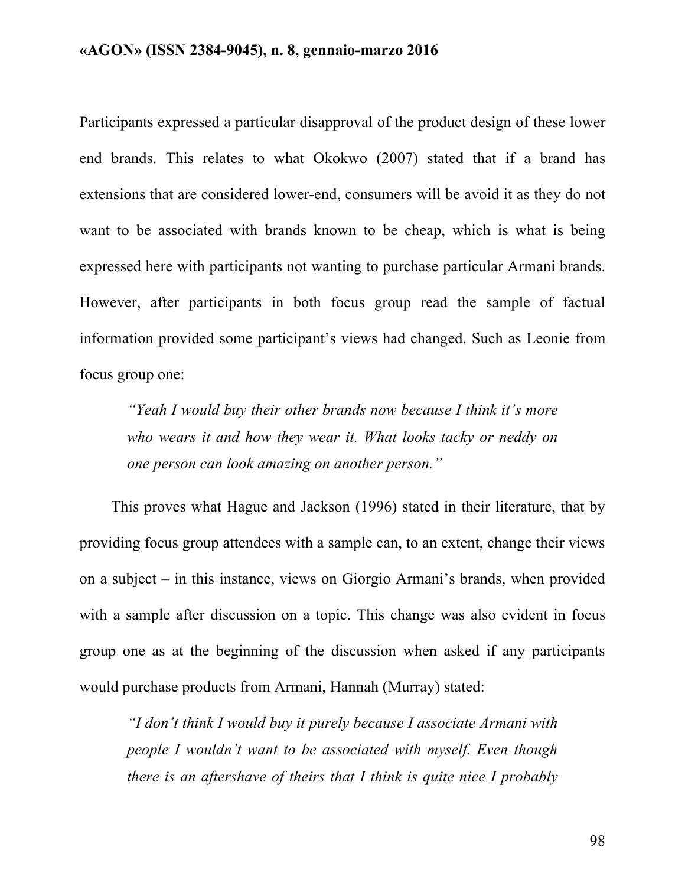Participants expressed a particular disapproval of the product design of these lower end brands. This relates to what Okokwo (2007) stated that if a brand has extensions that are considered lower-end, consumers will be avoid it as they do not want to be associated with brands known to be cheap, which is what is being expressed here with participants not wanting to purchase particular Armani brands. However, after participants in both focus group read the sample of factual information provided some participant's views had changed. Such as Leonie from focus group one:

> *"Yeah I would buy their other brands now because I think it's more who wears it and how they wear it. What looks tacky or neddy on one person can look amazing on another person."*

This proves what Hague and Jackson (1996) stated in their literature, that by providing focus group attendees with a sample can, to an extent, change their views on a subject – in this instance, views on Giorgio Armani's brands, when provided with a sample after discussion on a topic. This change was also evident in focus group one as at the beginning of the discussion when asked if any participants would purchase products from Armani, Hannah (Murray) stated:

> *"I don't think I would buy it purely because I associate Armani with people I wouldn't want to be associated with myself. Even though there is an aftershave of theirs that I think is quite nice I probably*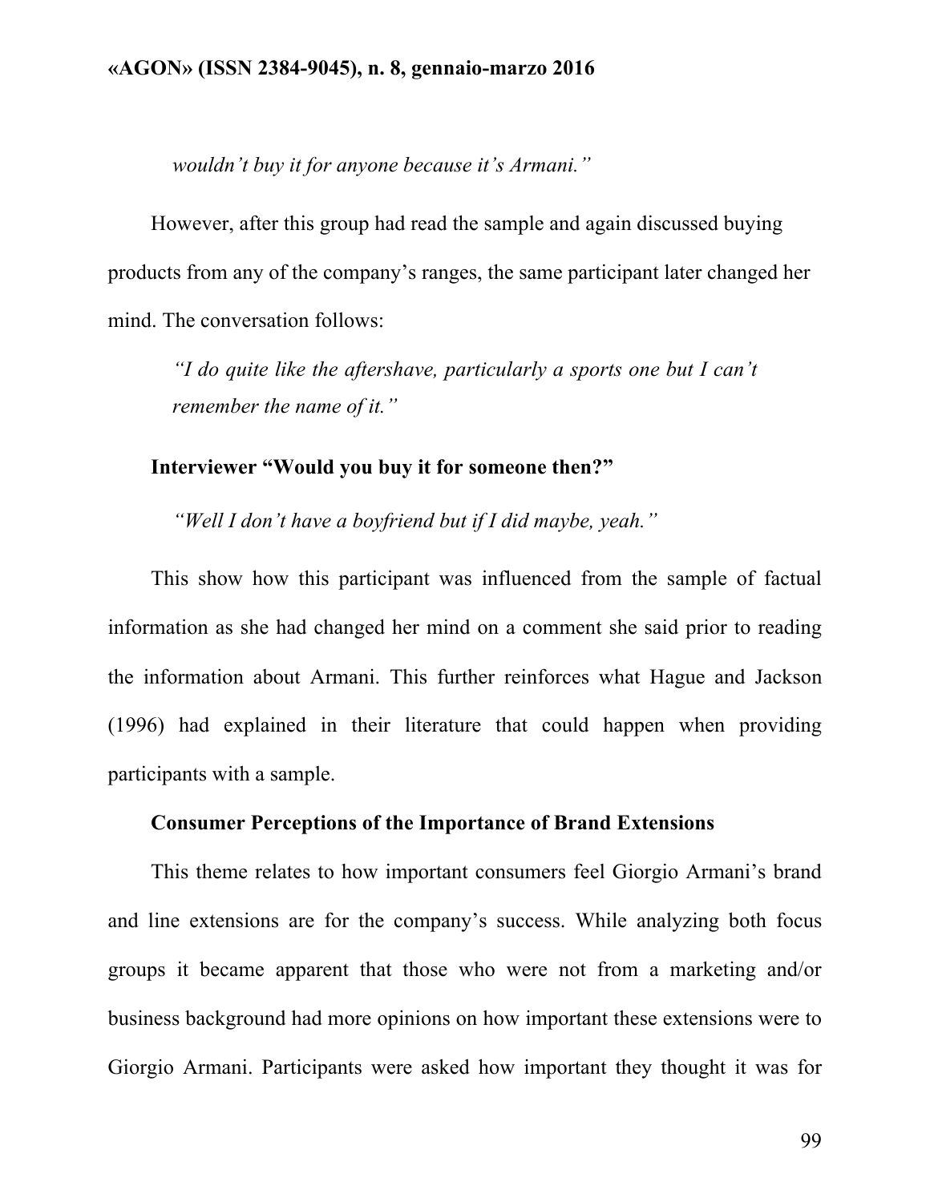*wouldn't buy it for anyone because it's Armani."*

However, after this group had read the sample and again discussed buying products from any of the company's ranges, the same participant later changed her mind. The conversation follows:

*"I do quite like the aftershave, particularly a sports one but I can't remember the name of it."*

**Interviewer "Would you buy it for someone then?"**

*"Well I don't have a boyfriend but if I did maybe, yeah."*

This show how this participant was influenced from the sample of factual information as she had changed her mind on a comment she said prior to reading the information about Armani. This further reinforces what Hague and Jackson (1996) had explained in their literature that could happen when providing participants with a sample.

**Consumer Perceptions of the Importance of Brand Extensions**

This theme relates to how important consumers feel Giorgio Armani's brand and line extensions are for the company's success. While analyzing both focus groups it became apparent that those who were not from a marketing and/or business background had more opinions on how important these extensions were to Giorgio Armani. Participants were asked how important they thought it was for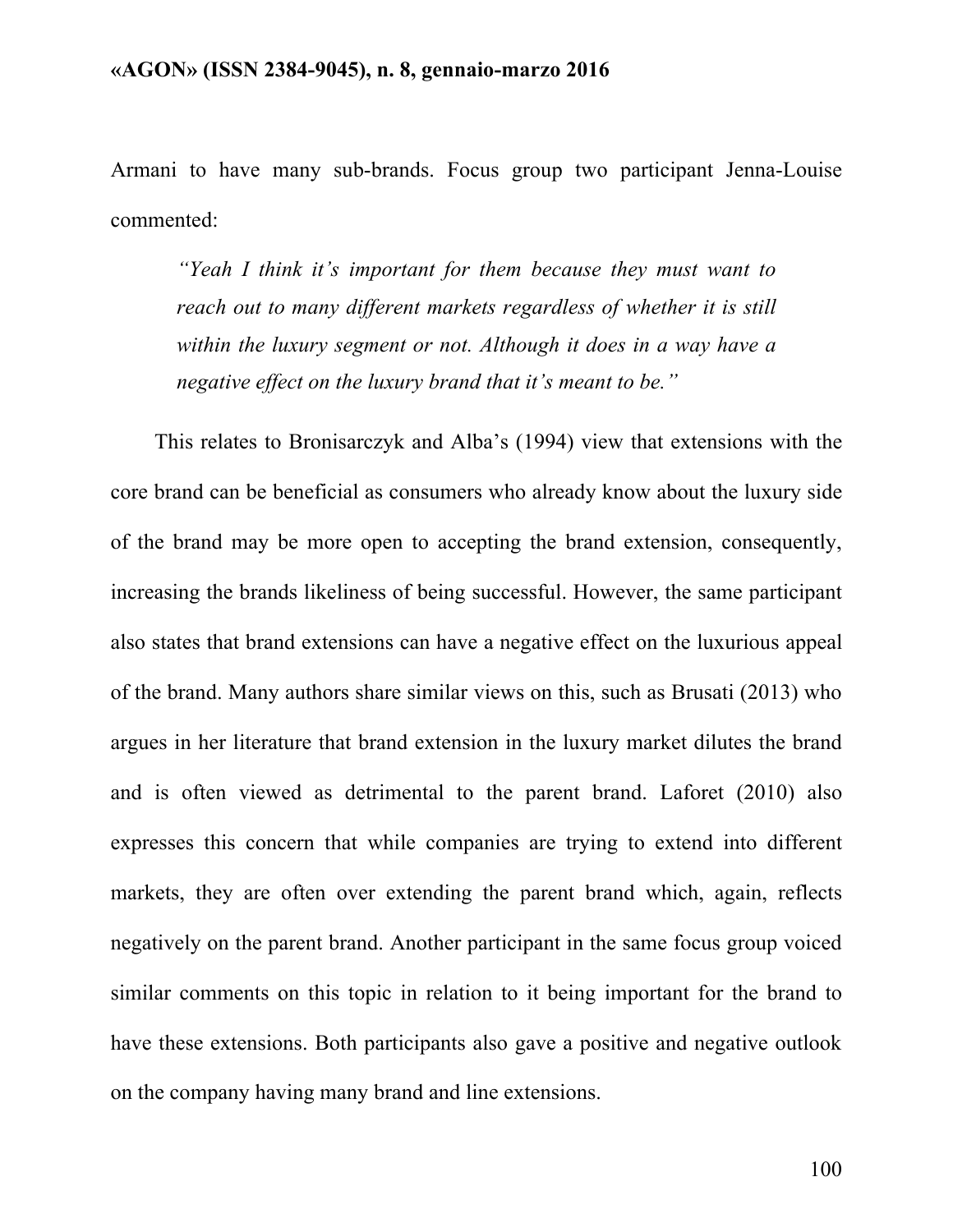Armani to have many sub-brands. Focus group two participant Jenna-Louise commented:

> *"Yeah I think it's important for them because they must want to reach out to many different markets regardless of whether it is still within the luxury segment or not. Although it does in a way have a negative effect on the luxury brand that it's meant to be."*

This relates to Bronisarczyk and Alba's (1994) view that extensions with the core brand can be beneficial as consumers who already know about the luxury side of the brand may be more open to accepting the brand extension, consequently, increasing the brands likeliness of being successful. However, the same participant also states that brand extensions can have a negative effect on the luxurious appeal of the brand. Many authors share similar views on this, such as Brusati (2013) who argues in her literature that brand extension in the luxury market dilutes the brand and is often viewed as detrimental to the parent brand. Laforet (2010) also expresses this concern that while companies are trying to extend into different markets, they are often over extending the parent brand which, again, reflects negatively on the parent brand. Another participant in the same focus group voiced similar comments on this topic in relation to it being important for the brand to have these extensions. Both participants also gave a positive and negative outlook on the company having many brand and line extensions.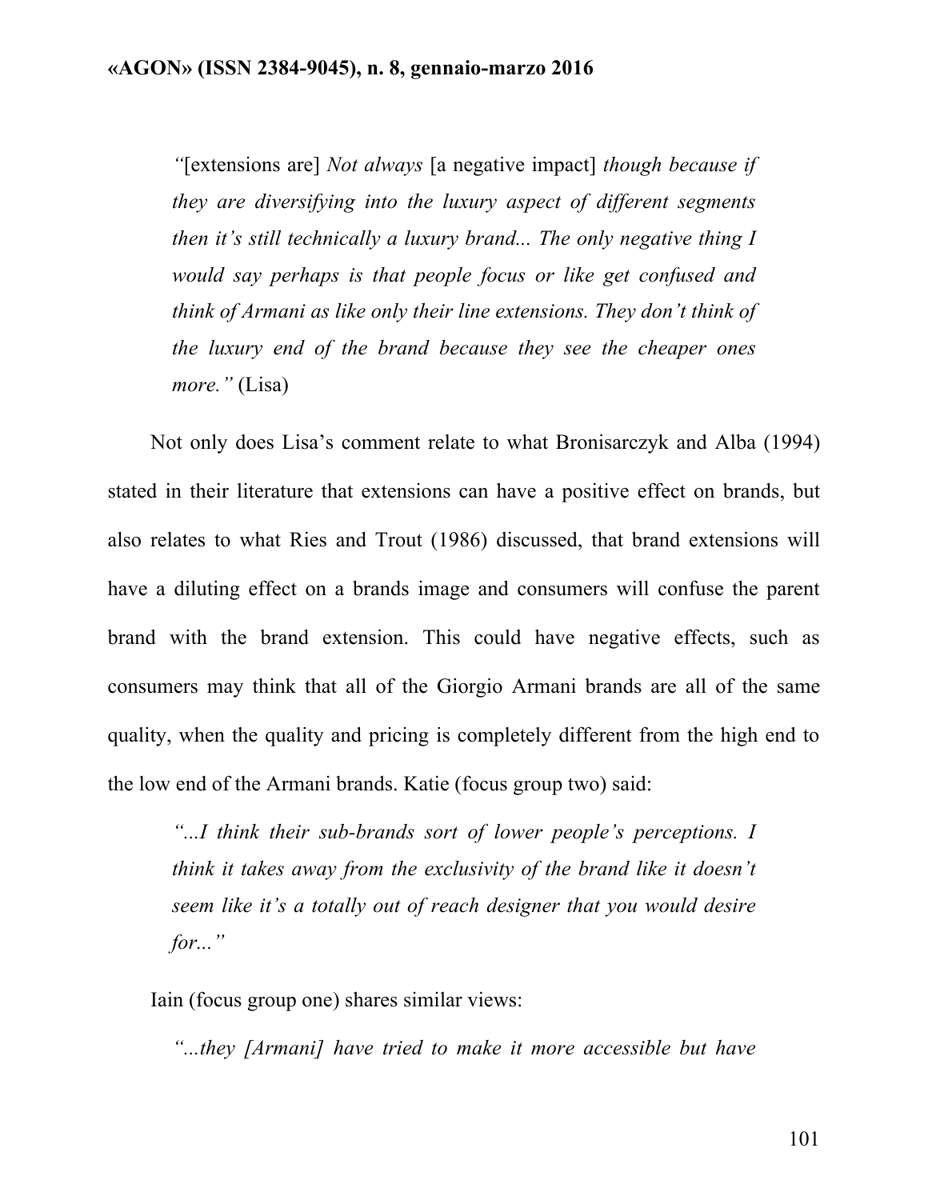> *"*[extensions are] *Not always* [a negative impact] *though because if they are diversifying into the luxury aspect of different segments then it's still technically a luxury brand... The only negative thing I would say perhaps is that people focus or like get confused and think of Armani as like only their line extensions. They don't think of the luxury end of the brand because they see the cheaper ones more."* (Lisa)

Not only does Lisa's comment relate to what Bronisarczyk and Alba (1994) stated in their literature that extensions can have a positive effect on brands, but also relates to what Ries and Trout (1986) discussed, that brand extensions will have a diluting effect on a brands image and consumers will confuse the parent brand with the brand extension. This could have negative effects, such as consumers may think that all of the Giorgio Armani brands are all of the same quality, when the quality and pricing is completely different from the high end to the low end of the Armani brands. Katie (focus group two) said:

> *"...I think their sub-brands sort of lower people's perceptions. I think it takes away from the exclusivity of the brand like it doesn't seem like it's a totally out of reach designer that you would desire for..."*

Iain (focus group one) shares similar views:

> *"...they [Armani] have tried to make it more accessible but have*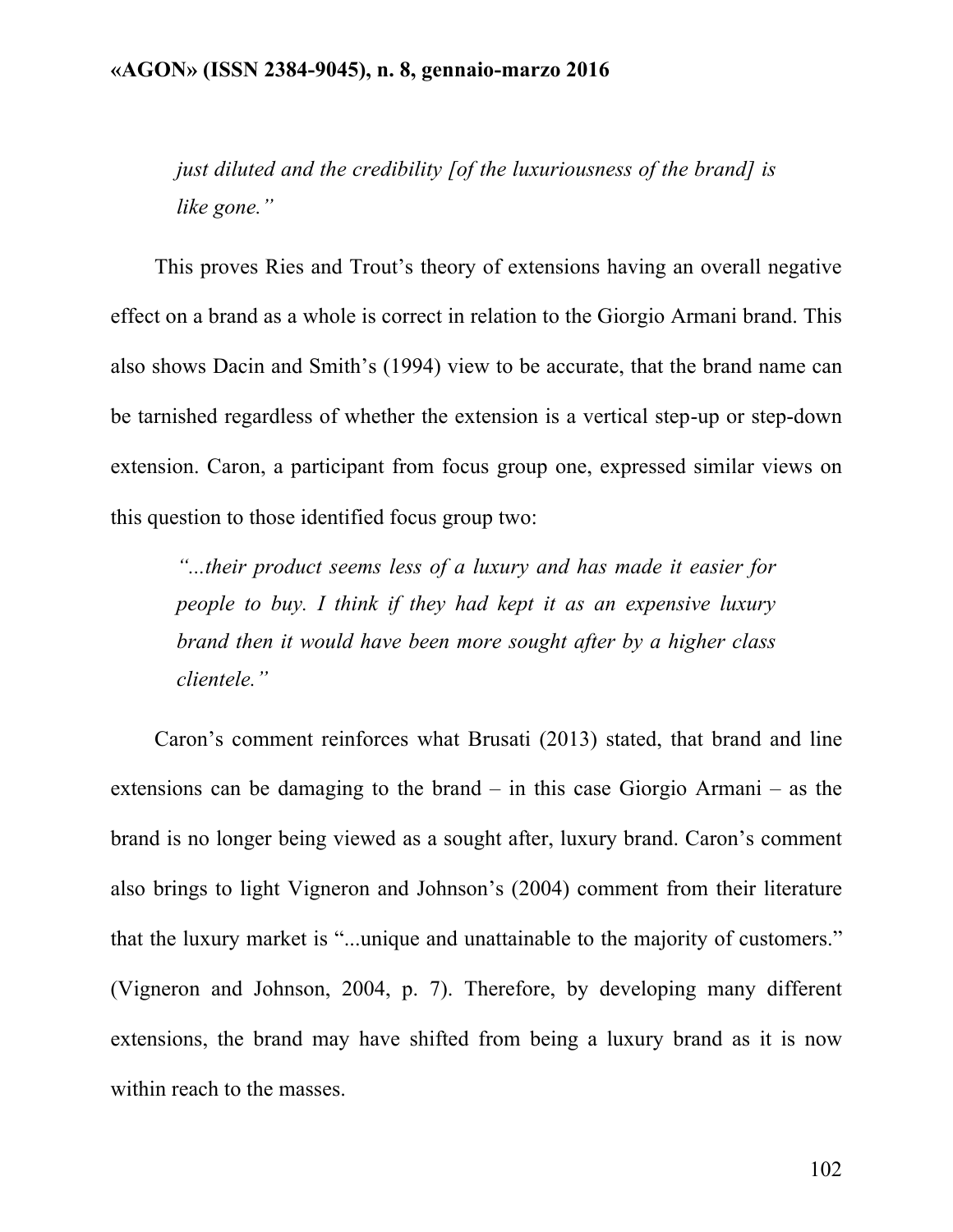> *just diluted and the credibility [of the luxuriousness of the brand] is like gone."*

This proves Ries and Trout's theory of extensions having an overall negative effect on a brand as a whole is correct in relation to the Giorgio Armani brand. This also shows Dacin and Smith's (1994) view to be accurate, that the brand name can be tarnished regardless of whether the extension is a vertical step-up or step-down extension. Caron, a participant from focus group one, expressed similar views on this question to those identified focus group two:

> *"...their product seems less of a luxury and has made it easier for people to buy. I think if they had kept it as an expensive luxury brand then it would have been more sought after by a higher class clientele."*

Caron's comment reinforces what Brusati (2013) stated, that brand and line extensions can be damaging to the brand – in this case Giorgio Armani – as the brand is no longer being viewed as a sought after, luxury brand. Caron's comment also brings to light Vigneron and Johnson's (2004) comment from their literature that the luxury market is "...unique and unattainable to the majority of customers." (Vigneron and Johnson, 2004, p. 7). Therefore, by developing many different extensions, the brand may have shifted from being a luxury brand as it is now within reach to the masses.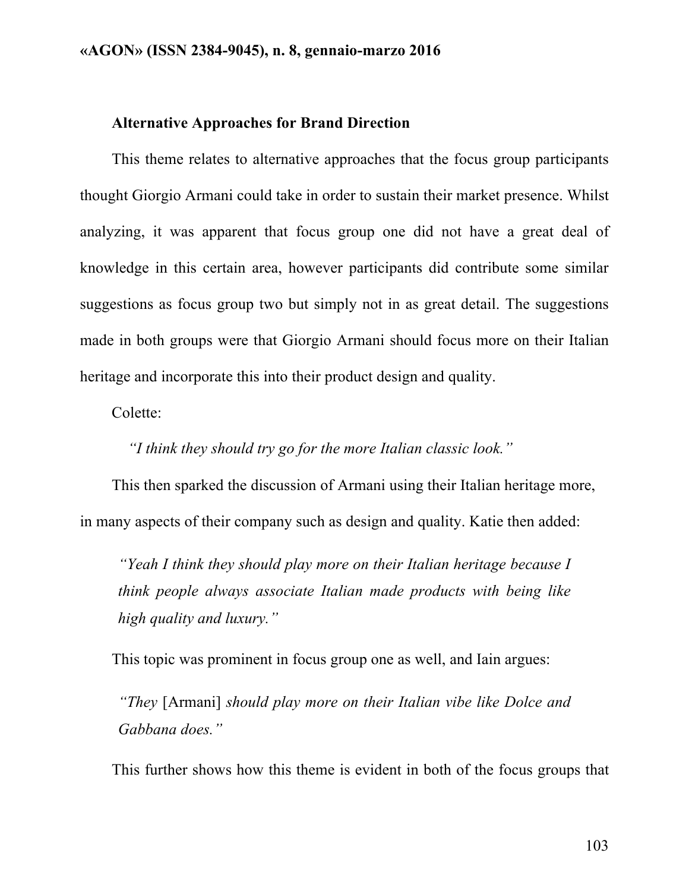**Alternative Approaches for Brand Direction**

This theme relates to alternative approaches that the focus group participants thought Giorgio Armani could take in order to sustain their market presence. Whilst analyzing, it was apparent that focus group one did not have a great deal of knowledge in this certain area, however participants did contribute some similar suggestions as focus group two but simply not in as great detail. The suggestions made in both groups were that Giorgio Armani should focus more on their Italian heritage and incorporate this into their product design and quality.

Colette:

*"I think they should try go for the more Italian classic look."*

This then sparked the discussion of Armani using their Italian heritage more, in many aspects of their company such as design and quality. Katie then added:

> *"Yeah I think they should play more on their Italian heritage because I think people always associate Italian made products with being like high quality and luxury."*

This topic was prominent in focus group one as well, and Iain argues:

> *"They* [Armani] *should play more on their Italian vibe like Dolce and Gabbana does."*

This further shows how this theme is evident in both of the focus groups that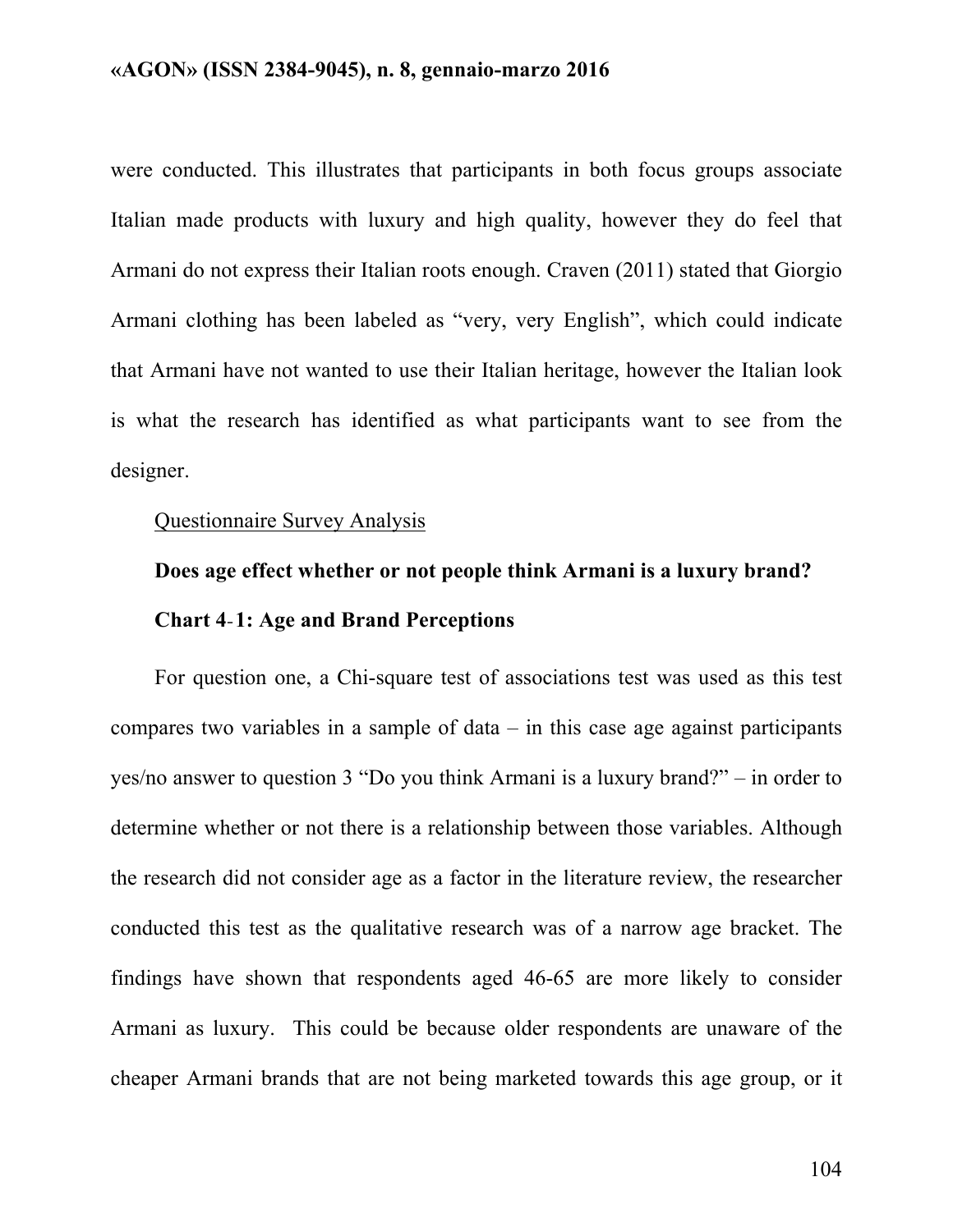were conducted. This illustrates that participants in both focus groups associate Italian made products with luxury and high quality, however they do feel that Armani do not express their Italian roots enough. Craven (2011) stated that Giorgio Armani clothing has been labeled as "very, very English", which could indicate that Armani have not wanted to use their Italian heritage, however the Italian look is what the research has identified as what participants want to see from the designer.

<u>Questionnaire Survey Analysis</u>

**Does age effect whether or not people think Armani is a luxury brand?**

**Chart 4-1: Age and Brand Perceptions**

For question one, a Chi-square test of associations test was used as this test compares two variables in a sample of data – in this case age against participants yes/no answer to question 3 "Do you think Armani is a luxury brand?" – in order to determine whether or not there is a relationship between those variables. Although the research did not consider age as a factor in the literature review, the researcher conducted this test as the qualitative research was of a narrow age bracket. The findings have shown that respondents aged 46-65 are more likely to consider Armani as luxury. This could be because older respondents are unaware of the cheaper Armani brands that are not being marketed towards this age group, or it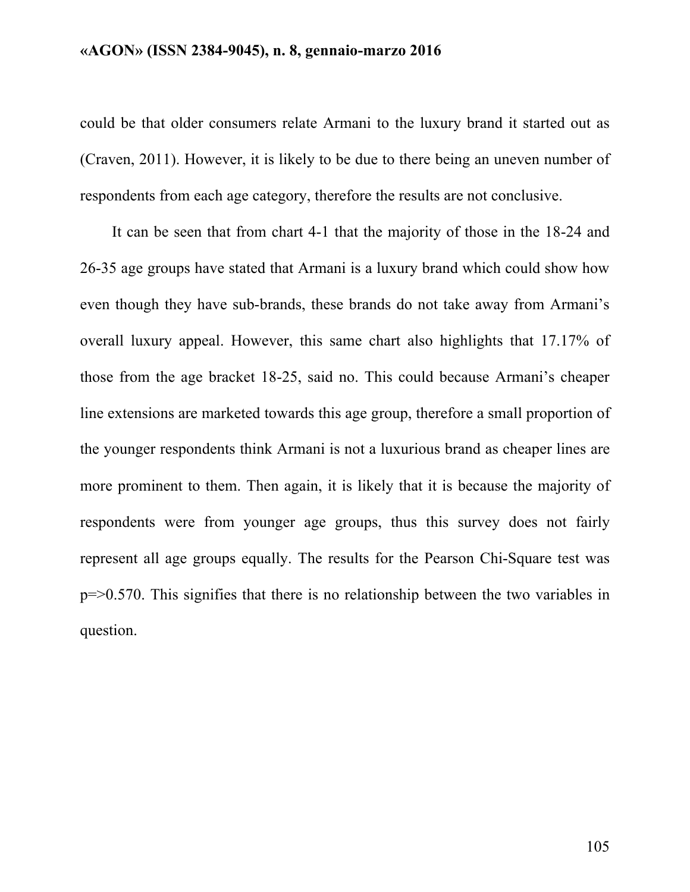could be that older consumers relate Armani to the luxury brand it started out as (Craven, 2011). However, it is likely to be due to there being an uneven number of respondents from each age category, therefore the results are not conclusive.

It can be seen that from chart 4-1 that the majority of those in the 18-24 and 26-35 age groups have stated that Armani is a luxury brand which could show how even though they have sub-brands, these brands do not take away from Armani's overall luxury appeal. However, this same chart also highlights that 17.17% of those from the age bracket 18-25, said no. This could because Armani's cheaper line extensions are marketed towards this age group, therefore a small proportion of the younger respondents think Armani is not a luxurious brand as cheaper lines are more prominent to them. Then again, it is likely that it is because the majority of respondents were from younger age groups, thus this survey does not fairly represent all age groups equally. The results for the Pearson Chi-Square test was p=>0.570. This signifies that there is no relationship between the two variables in question.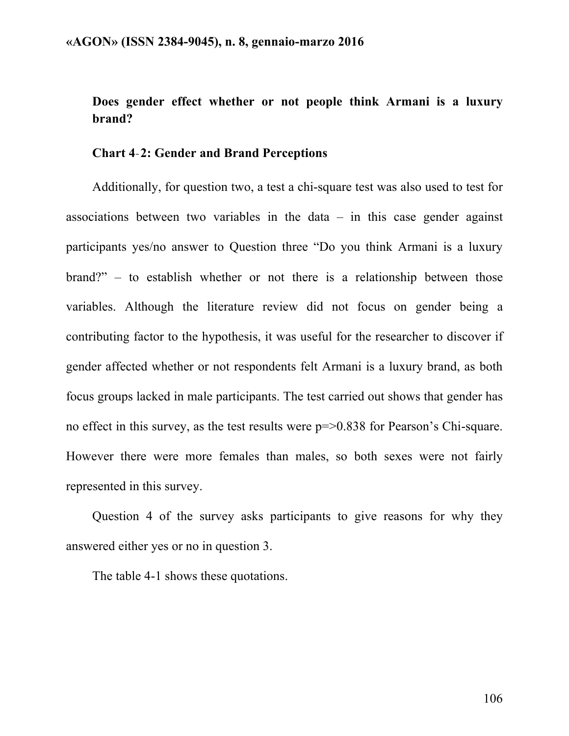**Does gender effect whether or not people think Armani is a luxury brand?**

**Chart 4-2: Gender and Brand Perceptions**

Additionally, for question two, a test a chi-square test was also used to test for associations between two variables in the data – in this case gender against participants yes/no answer to Question three "Do you think Armani is a luxury brand?" – to establish whether or not there is a relationship between those variables. Although the literature review did not focus on gender being a contributing factor to the hypothesis, it was useful for the researcher to discover if gender affected whether or not respondents felt Armani is a luxury brand, as both focus groups lacked in male participants. The test carried out shows that gender has no effect in this survey, as the test results were p=>0.838 for Pearson's Chi-square. However there were more females than males, so both sexes were not fairly represented in this survey.

Question 4 of the survey asks participants to give reasons for why they answered either yes or no in question 3.

The table 4-1 shows these quotations.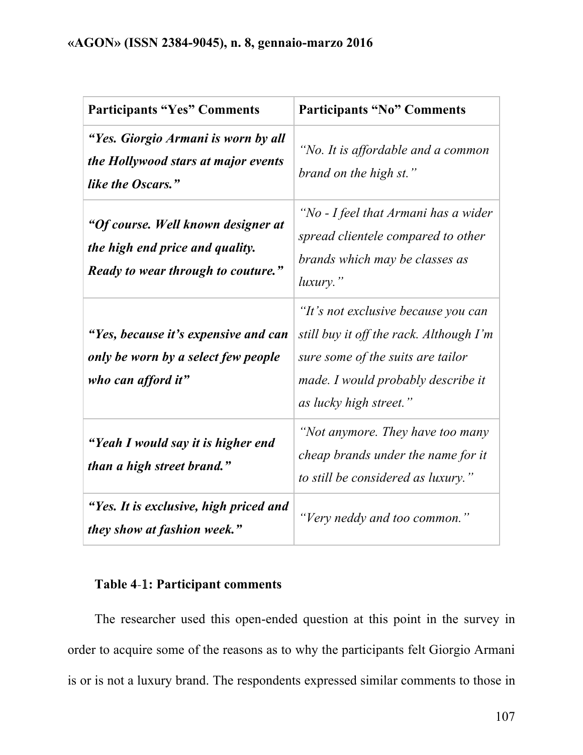| Participants "Yes" Comments | Participants "No" Comments |
| --- | --- |
| ***"Yes. Giorgio Armani is worn by all the Hollywood stars at major events like the Oscars."*** | *"No. It is affordable and a common brand on the high st."* |
| ***"Of course. Well known designer at the high end price and quality. Ready to wear through to couture."*** | *"No - I feel that Armani has a wider spread clientele compared to other brands which may be classes as luxury."* |
| ***"Yes, because it's expensive and can only be worn by a select few people who can afford it"*** | *"It's not exclusive because you can still buy it off the rack. Although I'm sure some of the suits are tailor made. I would probably describe it as lucky high street."* |
| ***"Yeah I would say it is higher end than a high street brand."*** | *"Not anymore. They have too many cheap brands under the name for it to still be considered as luxury."* |
| ***"Yes. It is exclusive, high priced and they show at fashion week."*** | *"Very neddy and too common."* |

**Table 4-1: Participant comments**

The researcher used this open-ended question at this point in the survey in order to acquire some of the reasons as to why the participants felt Giorgio Armani is or is not a luxury brand. The respondents expressed similar comments to those in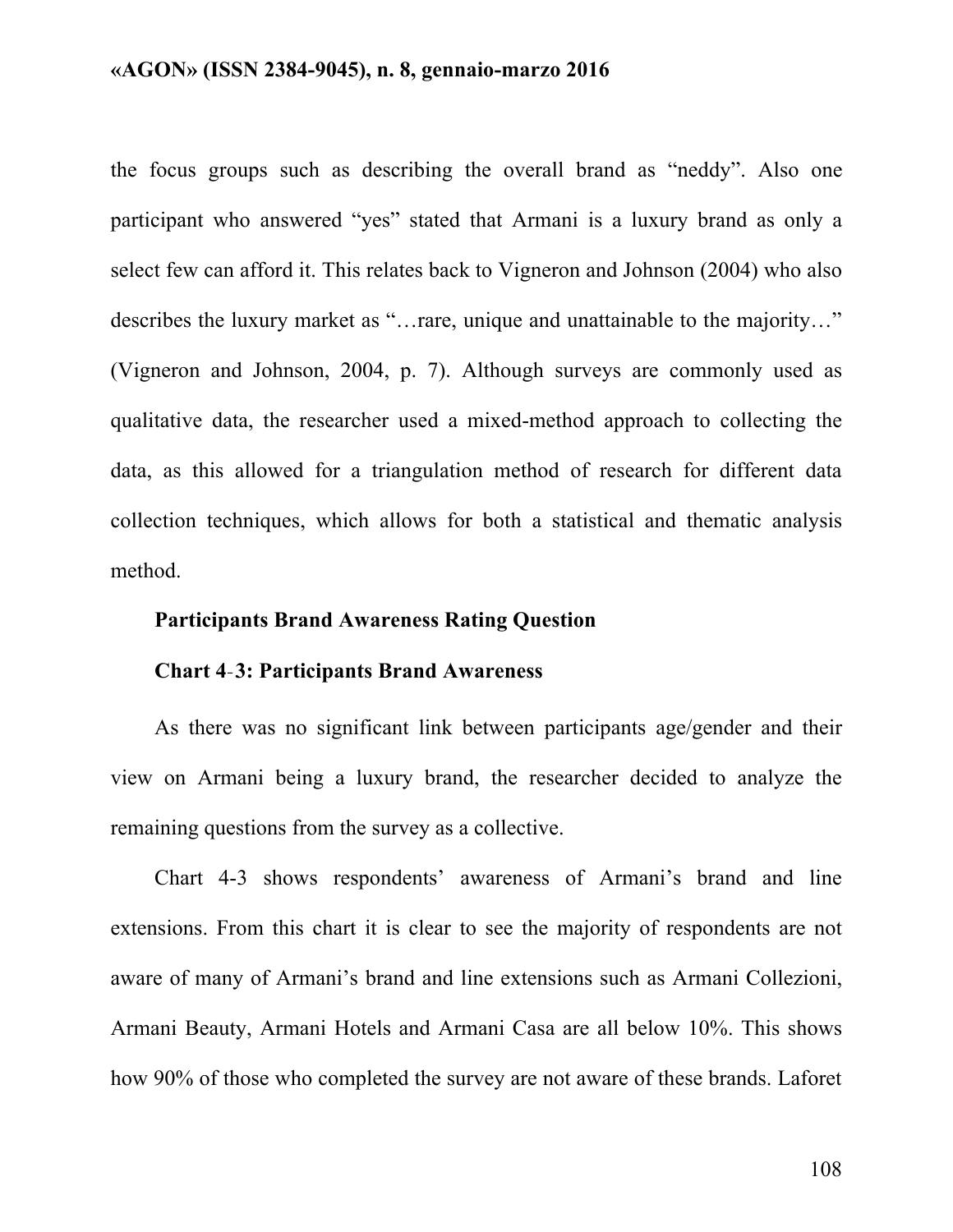the focus groups such as describing the overall brand as “neddy”. Also one participant who answered “yes” stated that Armani is a luxury brand as only a select few can afford it. This relates back to Vigneron and Johnson (2004) who also describes the luxury market as “…rare, unique and unattainable to the majority…” (Vigneron and Johnson, 2004, p. 7). Although surveys are commonly used as qualitative data, the researcher used a mixed-method approach to collecting the data, as this allowed for a triangulation method of research for different data collection techniques, which allows for both a statistical and thematic analysis method.

**Participants Brand Awareness Rating Question**

**Chart 4-3: Participants Brand Awareness**

As there was no significant link between participants age/gender and their view on Armani being a luxury brand, the researcher decided to analyze the remaining questions from the survey as a collective.

Chart 4-3 shows respondents’ awareness of Armani’s brand and line extensions. From this chart it is clear to see the majority of respondents are not aware of many of Armani’s brand and line extensions such as Armani Collezioni, Armani Beauty, Armani Hotels and Armani Casa are all below 10%. This shows how 90% of those who completed the survey are not aware of these brands. Laforet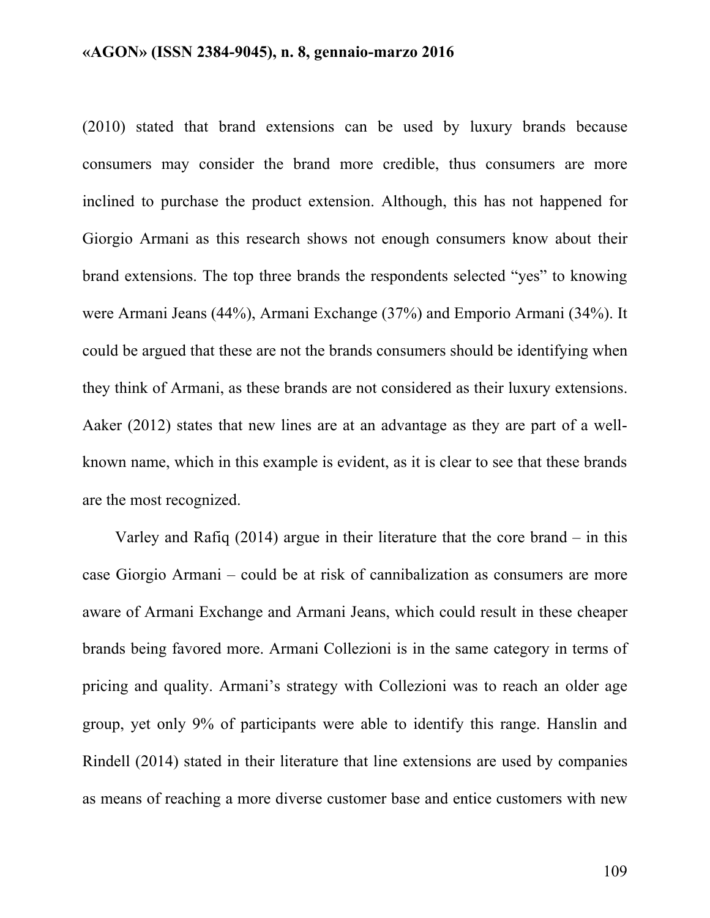(2010) stated that brand extensions can be used by luxury brands because consumers may consider the brand more credible, thus consumers are more inclined to purchase the product extension. Although, this has not happened for Giorgio Armani as this research shows not enough consumers know about their brand extensions. The top three brands the respondents selected "yes" to knowing were Armani Jeans (44%), Armani Exchange (37%) and Emporio Armani (34%). It could be argued that these are not the brands consumers should be identifying when they think of Armani, as these brands are not considered as their luxury extensions. Aaker (2012) states that new lines are at an advantage as they are part of a well-known name, which in this example is evident, as it is clear to see that these brands are the most recognized.

Varley and Rafiq (2014) argue in their literature that the core brand – in this case Giorgio Armani – could be at risk of cannibalization as consumers are more aware of Armani Exchange and Armani Jeans, which could result in these cheaper brands being favored more. Armani Collezioni is in the same category in terms of pricing and quality. Armani's strategy with Collezioni was to reach an older age group, yet only 9% of participants were able to identify this range. Hanslin and Rindell (2014) stated in their literature that line extensions are used by companies as means of reaching a more diverse customer base and entice customers with new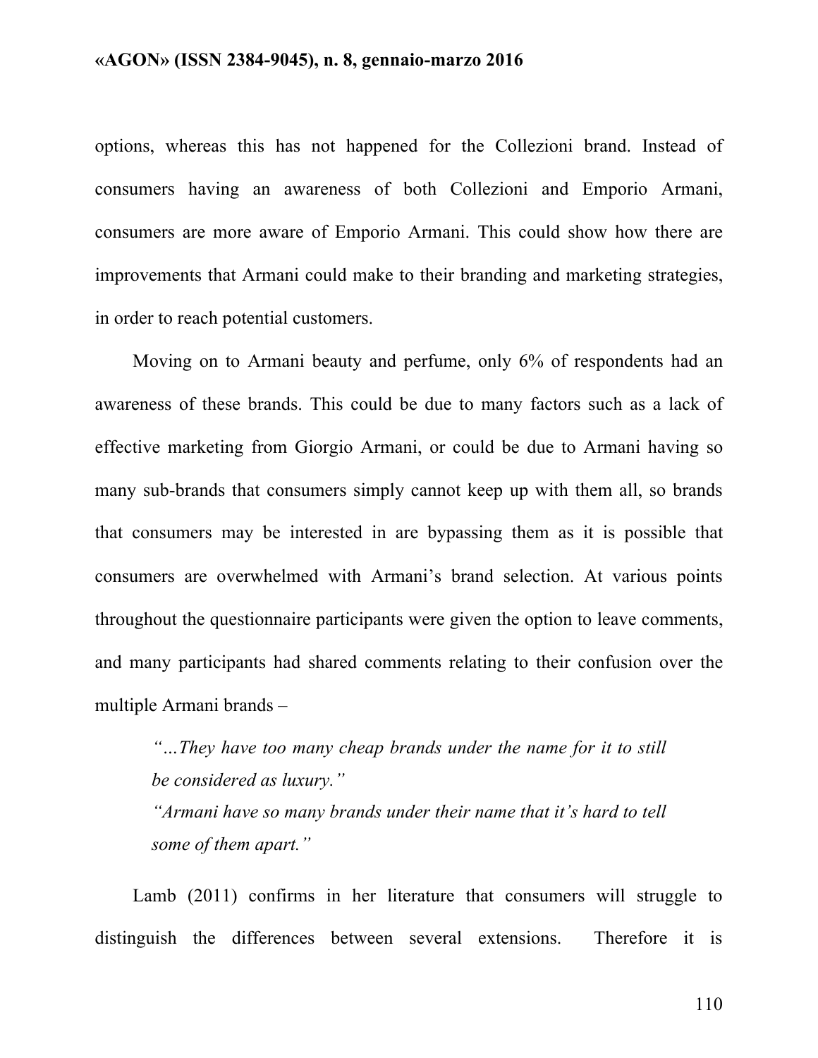options, whereas this has not happened for the Collezioni brand. Instead of consumers having an awareness of both Collezioni and Emporio Armani, consumers are more aware of Emporio Armani. This could show how there are improvements that Armani could make to their branding and marketing strategies, in order to reach potential customers.

Moving on to Armani beauty and perfume, only 6% of respondents had an awareness of these brands. This could be due to many factors such as a lack of effective marketing from Giorgio Armani, or could be due to Armani having so many sub-brands that consumers simply cannot keep up with them all, so brands that consumers may be interested in are bypassing them as it is possible that consumers are overwhelmed with Armani's brand selection. At various points throughout the questionnaire participants were given the option to leave comments, and many participants had shared comments relating to their confusion over the multiple Armani brands –

> *"…They have too many cheap brands under the name for it to still be considered as luxury."*
> *"Armani have so many brands under their name that it's hard to tell some of them apart."*

Lamb (2011) confirms in her literature that consumers will struggle to distinguish the differences between several extensions. Therefore it is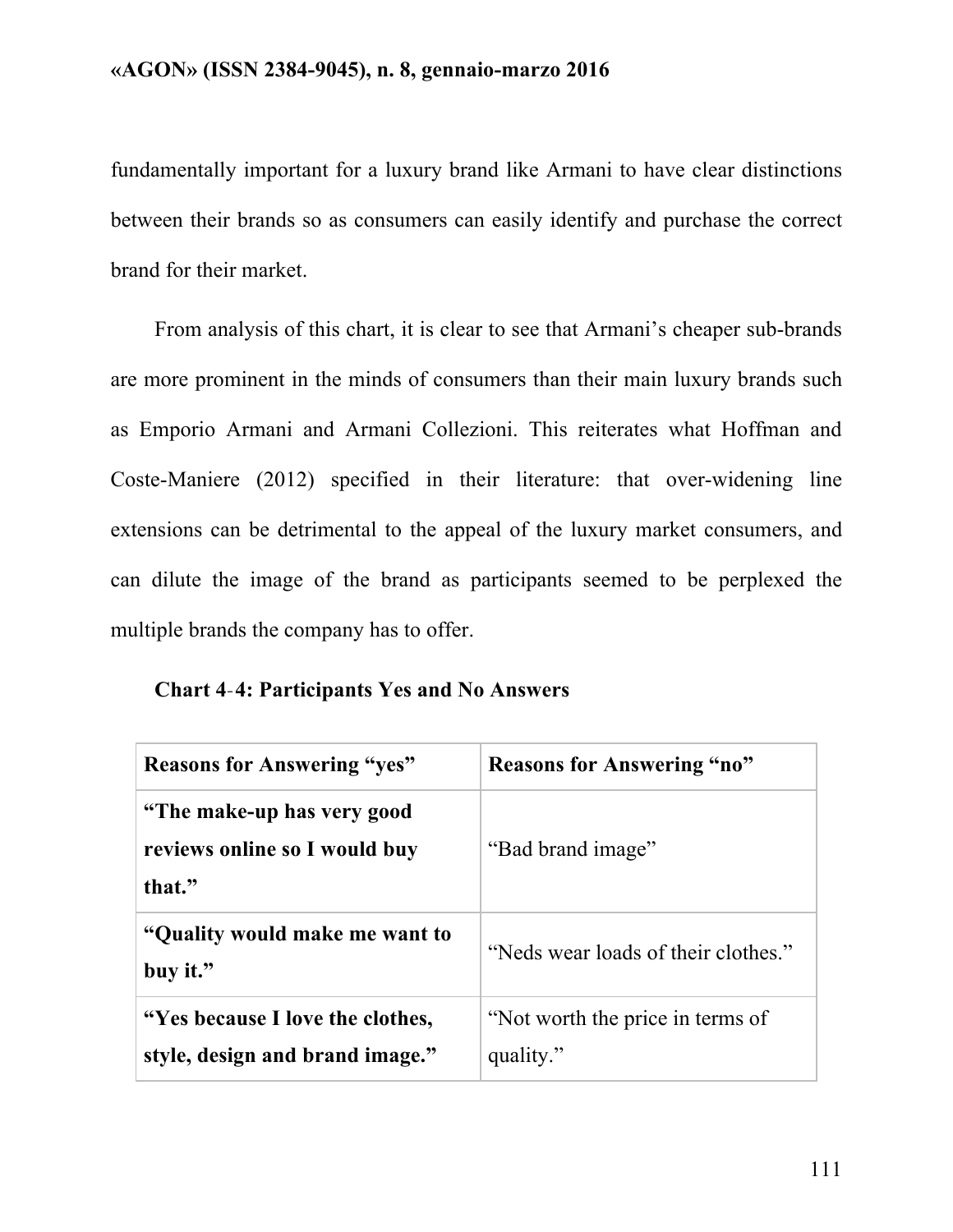fundamentally important for a luxury brand like Armani to have clear distinctions between their brands so as consumers can easily identify and purchase the correct brand for their market.

From analysis of this chart, it is clear to see that Armani's cheaper sub-brands are more prominent in the minds of consumers than their main luxury brands such as Emporio Armani and Armani Collezioni. This reiterates what Hoffman and Coste-Maniere (2012) specified in their literature: that over-widening line extensions can be detrimental to the appeal of the luxury market consumers, and can dilute the image of the brand as participants seemed to be perplexed the multiple brands the company has to offer.

**Chart 4-4: Participants Yes and No Answers**

| **Reasons for Answering "yes"** | **Reasons for Answering "no"** |
|---|---|
| **"The make-up has very good reviews online so I would buy that."** | "Bad brand image" |
| **"Quality would make me want to buy it."** | "Neds wear loads of their clothes." |
| **"Yes because I love the clothes, style, design and brand image."** | "Not worth the price in terms of quality." |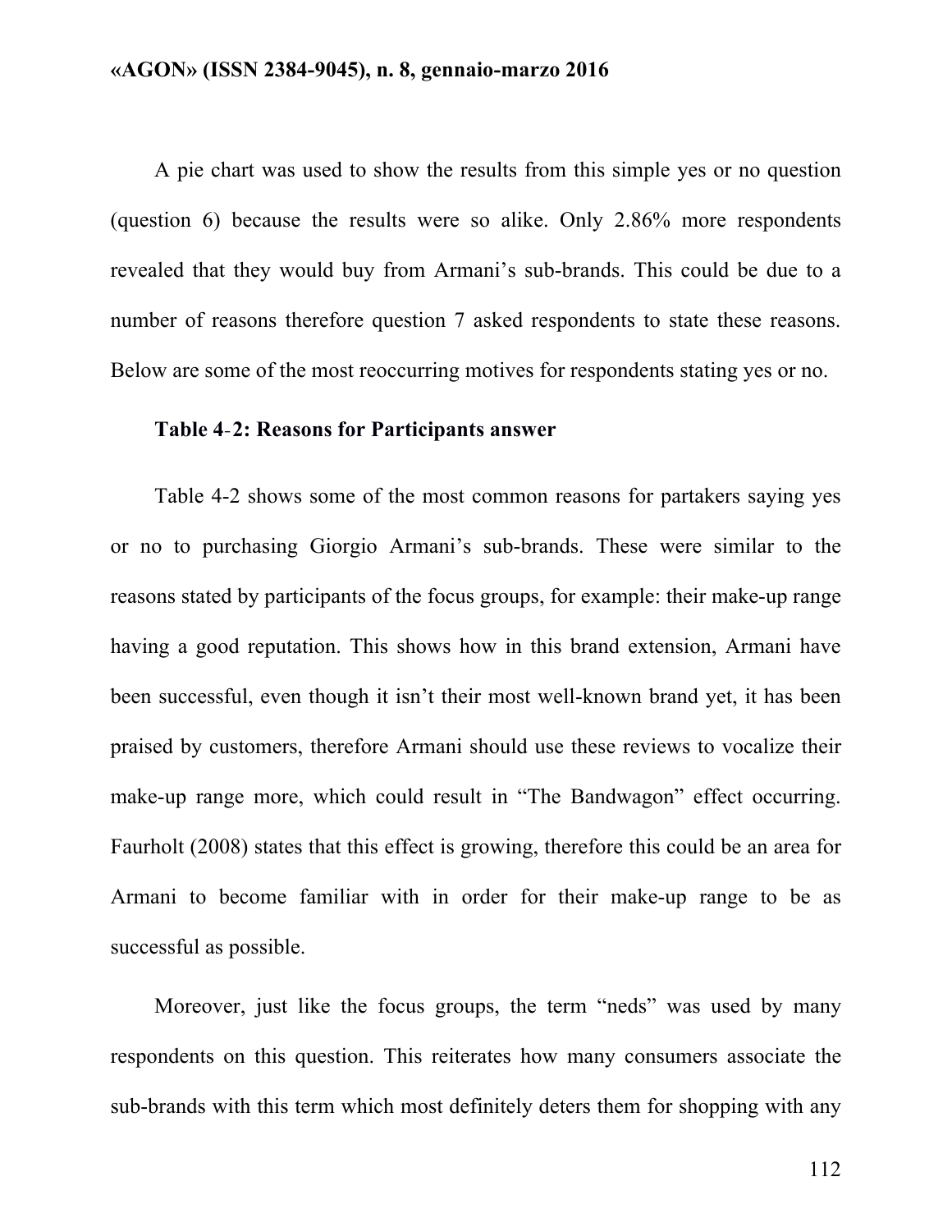A pie chart was used to show the results from this simple yes or no question (question 6) because the results were so alike. Only 2.86% more respondents revealed that they would buy from Armani's sub-brands. This could be due to a number of reasons therefore question 7 asked respondents to state these reasons. Below are some of the most reoccurring motives for respondents stating yes or no.

**Table 4-2: Reasons for Participants answer**

Table 4-2 shows some of the most common reasons for partakers saying yes or no to purchasing Giorgio Armani's sub-brands. These were similar to the reasons stated by participants of the focus groups, for example: their make-up range having a good reputation. This shows how in this brand extension, Armani have been successful, even though it isn't their most well-known brand yet, it has been praised by customers, therefore Armani should use these reviews to vocalize their make-up range more, which could result in "The Bandwagon" effect occurring. Faurholt (2008) states that this effect is growing, therefore this could be an area for Armani to become familiar with in order for their make-up range to be as successful as possible.

Moreover, just like the focus groups, the term "neds" was used by many respondents on this question. This reiterates how many consumers associate the sub-brands with this term which most definitely deters them for shopping with any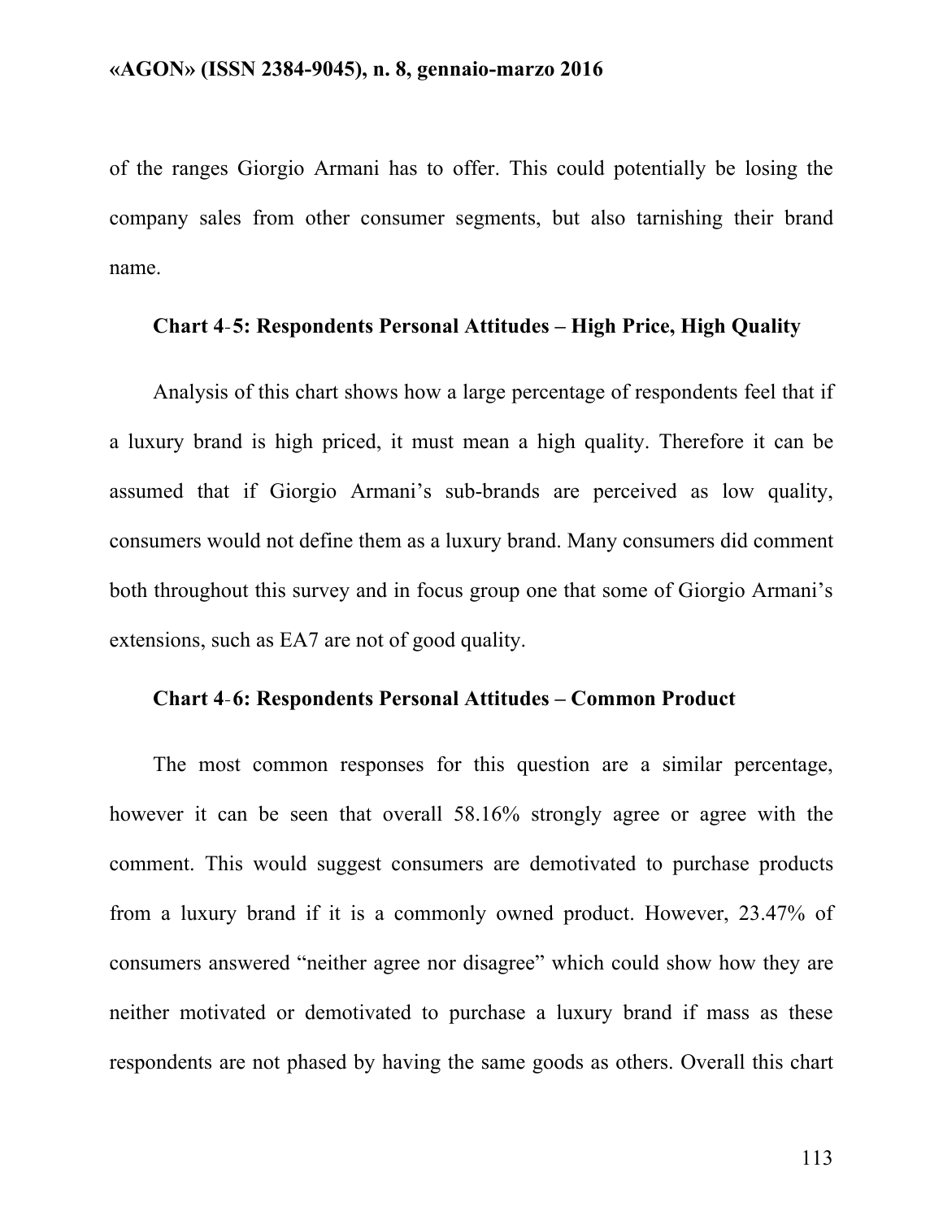of the ranges Giorgio Armani has to offer. This could potentially be losing the company sales from other consumer segments, but also tarnishing their brand name.

**Chart 4-5: Respondents Personal Attitudes – High Price, High Quality**

Analysis of this chart shows how a large percentage of respondents feel that if a luxury brand is high priced, it must mean a high quality. Therefore it can be assumed that if Giorgio Armani's sub-brands are perceived as low quality, consumers would not define them as a luxury brand. Many consumers did comment both throughout this survey and in focus group one that some of Giorgio Armani's extensions, such as EA7 are not of good quality.

**Chart 4-6: Respondents Personal Attitudes – Common Product**

The most common responses for this question are a similar percentage, however it can be seen that overall 58.16% strongly agree or agree with the comment. This would suggest consumers are demotivated to purchase products from a luxury brand if it is a commonly owned product. However, 23.47% of consumers answered "neither agree nor disagree" which could show how they are neither motivated or demotivated to purchase a luxury brand if mass as these respondents are not phased by having the same goods as others. Overall this chart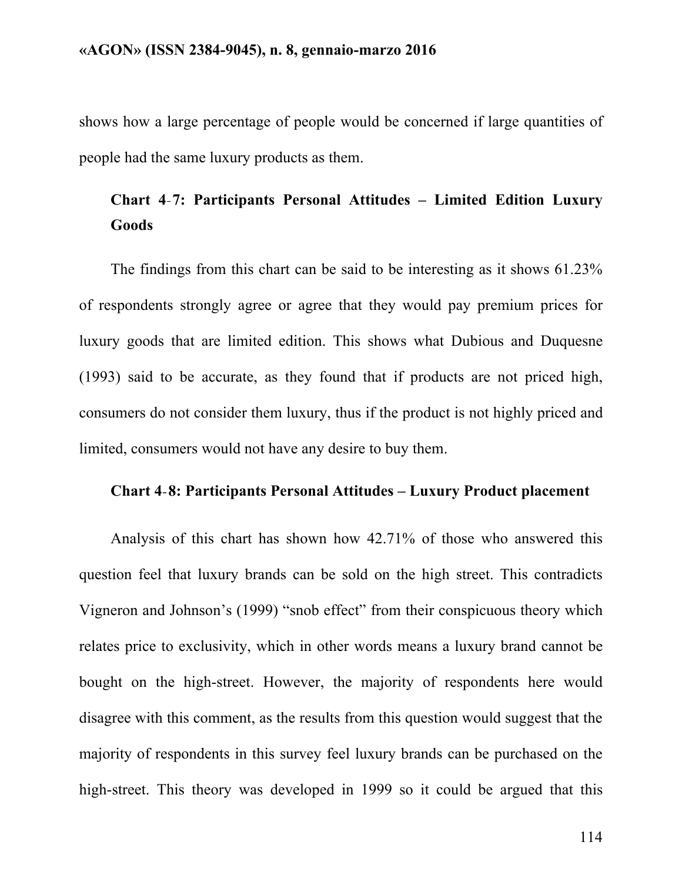shows how a large percentage of people would be concerned if large quantities of people had the same luxury products as them.

**Chart 4-7: Participants Personal Attitudes – Limited Edition Luxury Goods**

The findings from this chart can be said to be interesting as it shows 61.23% of respondents strongly agree or agree that they would pay premium prices for luxury goods that are limited edition. This shows what Dubious and Duquesne (1993) said to be accurate, as they found that if products are not priced high, consumers do not consider them luxury, thus if the product is not highly priced and limited, consumers would not have any desire to buy them.

**Chart 4-8: Participants Personal Attitudes – Luxury Product placement**

Analysis of this chart has shown how 42.71% of those who answered this question feel that luxury brands can be sold on the high street. This contradicts Vigneron and Johnson's (1999) "snob effect" from their conspicuous theory which relates price to exclusivity, which in other words means a luxury brand cannot be bought on the high-street. However, the majority of respondents here would disagree with this comment, as the results from this question would suggest that the majority of respondents in this survey feel luxury brands can be purchased on the high-street. This theory was developed in 1999 so it could be argued that this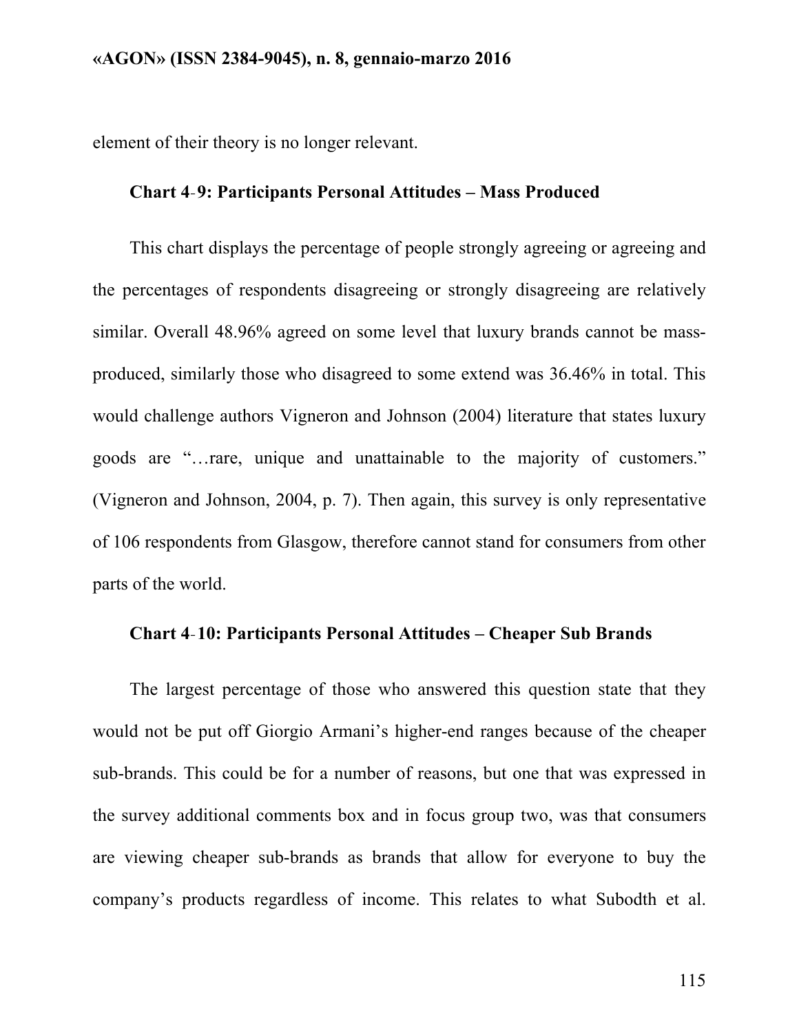element of their theory is no longer relevant.

**Chart 4-9: Participants Personal Attitudes – Mass Produced**

This chart displays the percentage of people strongly agreeing or agreeing and the percentages of respondents disagreeing or strongly disagreeing are relatively similar. Overall 48.96% agreed on some level that luxury brands cannot be mass-produced, similarly those who disagreed to some extend was 36.46% in total. This would challenge authors Vigneron and Johnson (2004) literature that states luxury goods are "…rare, unique and unattainable to the majority of customers." (Vigneron and Johnson, 2004, p. 7). Then again, this survey is only representative of 106 respondents from Glasgow, therefore cannot stand for consumers from other parts of the world.

**Chart 4-10: Participants Personal Attitudes – Cheaper Sub Brands**

The largest percentage of those who answered this question state that they would not be put off Giorgio Armani's higher-end ranges because of the cheaper sub-brands. This could be for a number of reasons, but one that was expressed in the survey additional comments box and in focus group two, was that consumers are viewing cheaper sub-brands as brands that allow for everyone to buy the company's products regardless of income. This relates to what Subodth et al.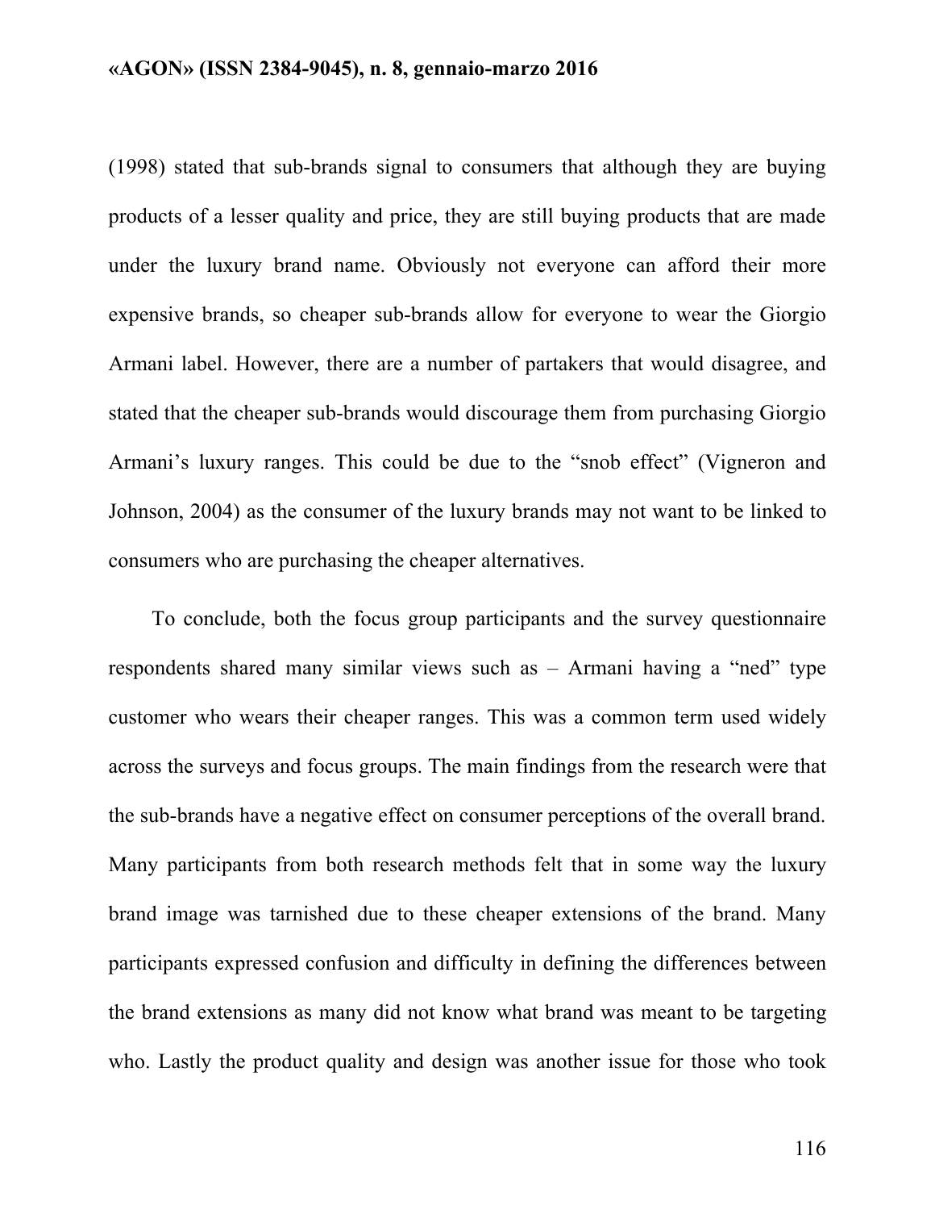(1998) stated that sub-brands signal to consumers that although they are buying products of a lesser quality and price, they are still buying products that are made under the luxury brand name. Obviously not everyone can afford their more expensive brands, so cheaper sub-brands allow for everyone to wear the Giorgio Armani label. However, there are a number of partakers that would disagree, and stated that the cheaper sub-brands would discourage them from purchasing Giorgio Armani's luxury ranges. This could be due to the "snob effect" (Vigneron and Johnson, 2004) as the consumer of the luxury brands may not want to be linked to consumers who are purchasing the cheaper alternatives.

To conclude, both the focus group participants and the survey questionnaire respondents shared many similar views such as – Armani having a "ned" type customer who wears their cheaper ranges. This was a common term used widely across the surveys and focus groups. The main findings from the research were that the sub-brands have a negative effect on consumer perceptions of the overall brand. Many participants from both research methods felt that in some way the luxury brand image was tarnished due to these cheaper extensions of the brand. Many participants expressed confusion and difficulty in defining the differences between the brand extensions as many did not know what brand was meant to be targeting who. Lastly the product quality and design was another issue for those who took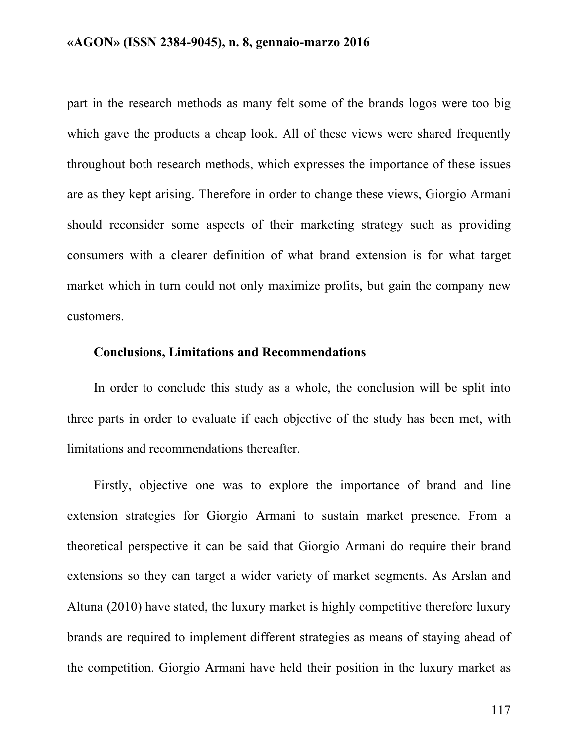part in the research methods as many felt some of the brands logos were too big which gave the products a cheap look. All of these views were shared frequently throughout both research methods, which expresses the importance of these issues are as they kept arising. Therefore in order to change these views, Giorgio Armani should reconsider some aspects of their marketing strategy such as providing consumers with a clearer definition of what brand extension is for what target market which in turn could not only maximize profits, but gain the company new customers.

### Conclusions, Limitations and Recommendations

In order to conclude this study as a whole, the conclusion will be split into three parts in order to evaluate if each objective of the study has been met, with limitations and recommendations thereafter.

Firstly, objective one was to explore the importance of brand and line extension strategies for Giorgio Armani to sustain market presence. From a theoretical perspective it can be said that Giorgio Armani do require their brand extensions so they can target a wider variety of market segments. As Arslan and Altuna (2010) have stated, the luxury market is highly competitive therefore luxury brands are required to implement different strategies as means of staying ahead of the competition. Giorgio Armani have held their position in the luxury market as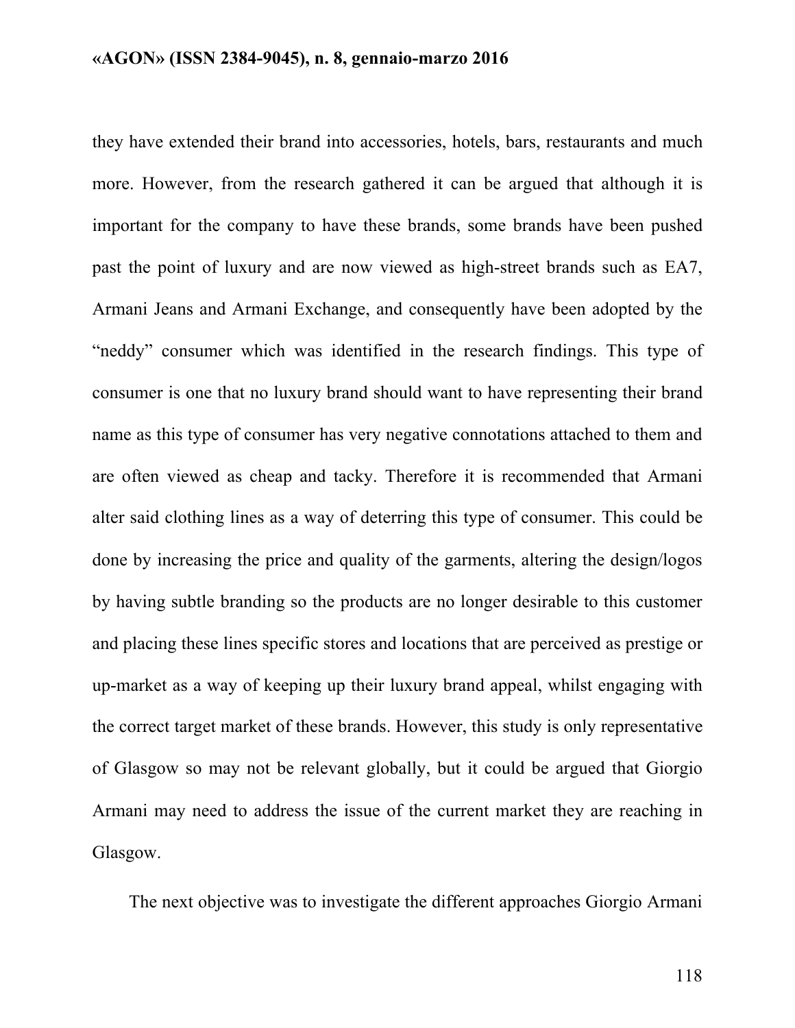they have extended their brand into accessories, hotels, bars, restaurants and much more. However, from the research gathered it can be argued that although it is important for the company to have these brands, some brands have been pushed past the point of luxury and are now viewed as high-street brands such as EA7, Armani Jeans and Armani Exchange, and consequently have been adopted by the "neddy" consumer which was identified in the research findings. This type of consumer is one that no luxury brand should want to have representing their brand name as this type of consumer has very negative connotations attached to them and are often viewed as cheap and tacky. Therefore it is recommended that Armani alter said clothing lines as a way of deterring this type of consumer. This could be done by increasing the price and quality of the garments, altering the design/logos by having subtle branding so the products are no longer desirable to this customer and placing these lines specific stores and locations that are perceived as prestige or up-market as a way of keeping up their luxury brand appeal, whilst engaging with the correct target market of these brands. However, this study is only representative of Glasgow so may not be relevant globally, but it could be argued that Giorgio Armani may need to address the issue of the current market they are reaching in Glasgow.

The next objective was to investigate the different approaches Giorgio Armani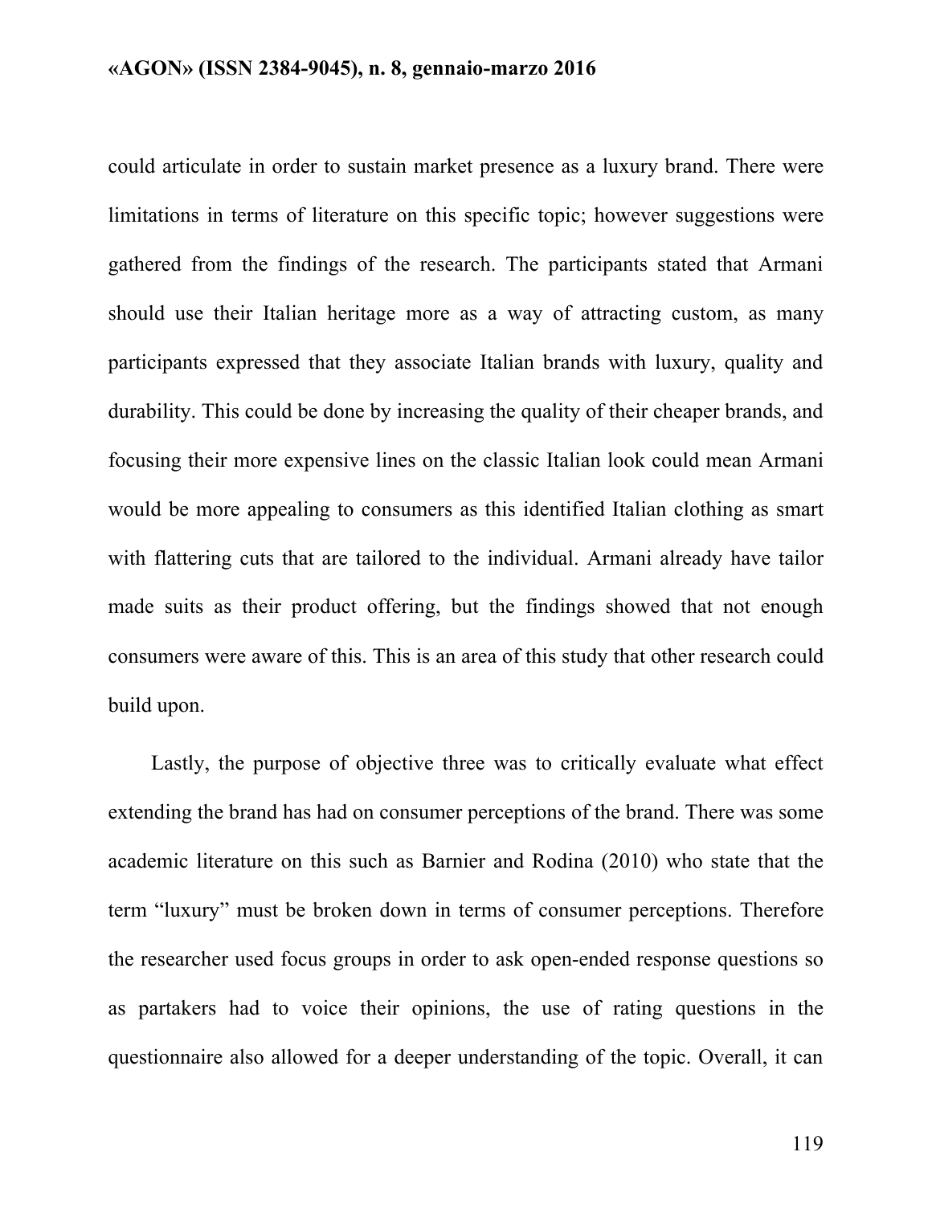could articulate in order to sustain market presence as a luxury brand. There were limitations in terms of literature on this specific topic; however suggestions were gathered from the findings of the research. The participants stated that Armani should use their Italian heritage more as a way of attracting custom, as many participants expressed that they associate Italian brands with luxury, quality and durability. This could be done by increasing the quality of their cheaper brands, and focusing their more expensive lines on the classic Italian look could mean Armani would be more appealing to consumers as this identified Italian clothing as smart with flattering cuts that are tailored to the individual. Armani already have tailor made suits as their product offering, but the findings showed that not enough consumers were aware of this. This is an area of this study that other research could build upon.

Lastly, the purpose of objective three was to critically evaluate what effect extending the brand has had on consumer perceptions of the brand. There was some academic literature on this such as Barnier and Rodina (2010) who state that the term "luxury" must be broken down in terms of consumer perceptions. Therefore the researcher used focus groups in order to ask open-ended response questions so as partakers had to voice their opinions, the use of rating questions in the questionnaire also allowed for a deeper understanding of the topic. Overall, it can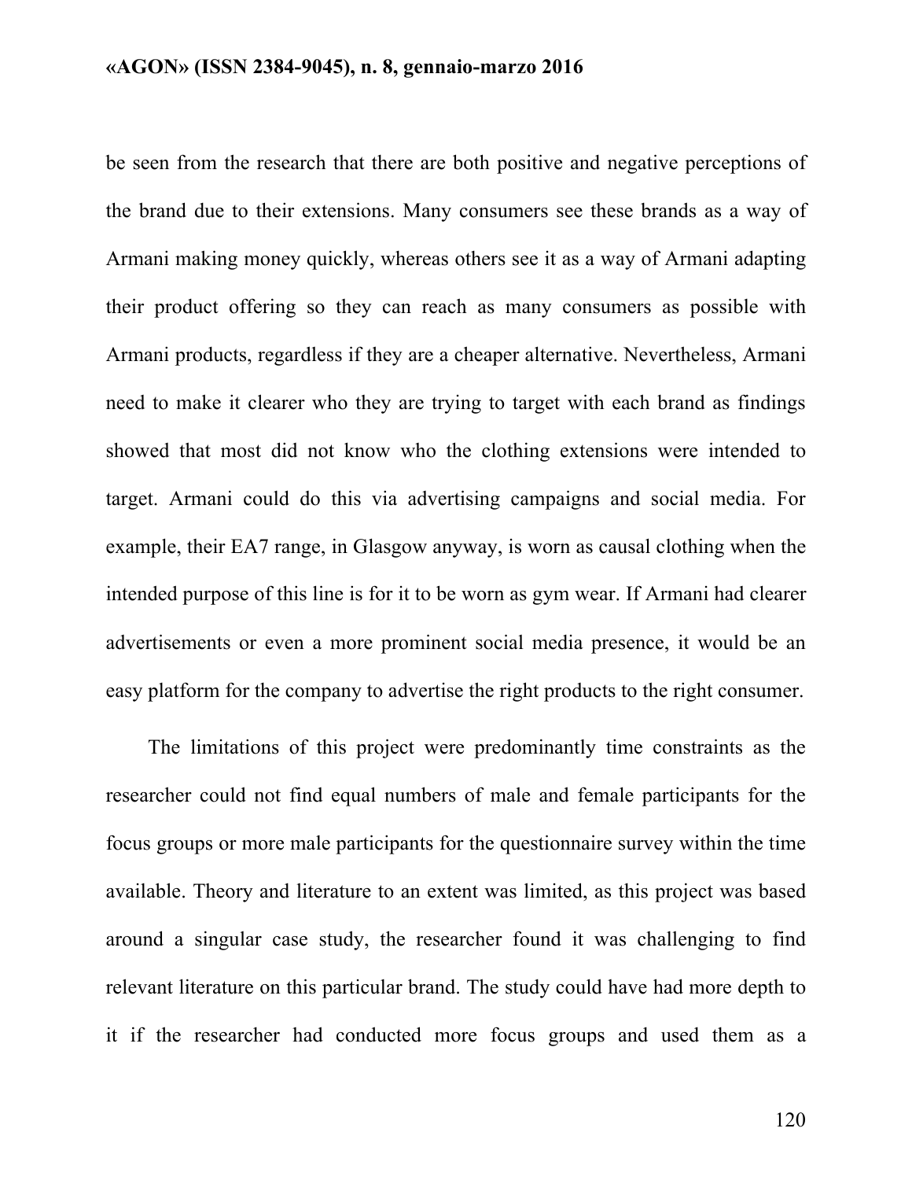be seen from the research that there are both positive and negative perceptions of the brand due to their extensions. Many consumers see these brands as a way of Armani making money quickly, whereas others see it as a way of Armani adapting their product offering so they can reach as many consumers as possible with Armani products, regardless if they are a cheaper alternative. Nevertheless, Armani need to make it clearer who they are trying to target with each brand as findings showed that most did not know who the clothing extensions were intended to target. Armani could do this via advertising campaigns and social media. For example, their EA7 range, in Glasgow anyway, is worn as causal clothing when the intended purpose of this line is for it to be worn as gym wear. If Armani had clearer advertisements or even a more prominent social media presence, it would be an easy platform for the company to advertise the right products to the right consumer.

The limitations of this project were predominantly time constraints as the researcher could not find equal numbers of male and female participants for the focus groups or more male participants for the questionnaire survey within the time available. Theory and literature to an extent was limited, as this project was based around a singular case study, the researcher found it was challenging to find relevant literature on this particular brand. The study could have had more depth to it if the researcher had conducted more focus groups and used them as a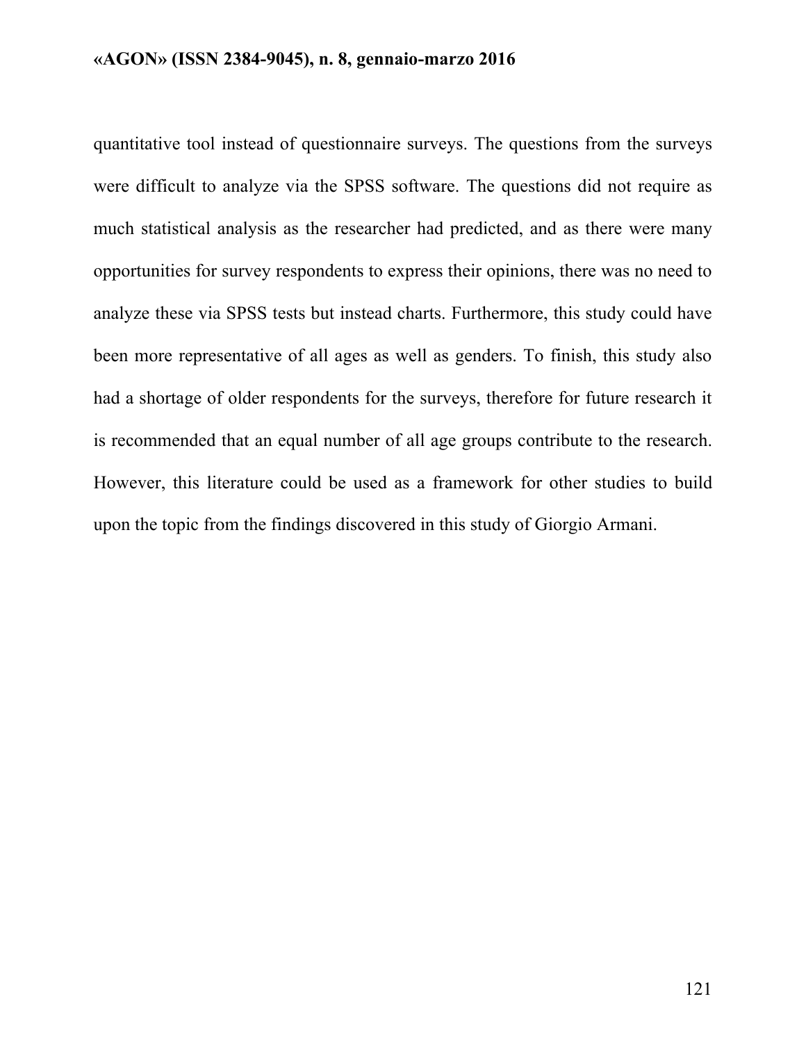quantitative tool instead of questionnaire surveys. The questions from the surveys were difficult to analyze via the SPSS software. The questions did not require as much statistical analysis as the researcher had predicted, and as there were many opportunities for survey respondents to express their opinions, there was no need to analyze these via SPSS tests but instead charts. Furthermore, this study could have been more representative of all ages as well as genders. To finish, this study also had a shortage of older respondents for the surveys, therefore for future research it is recommended that an equal number of all age groups contribute to the research. However, this literature could be used as a framework for other studies to build upon the topic from the findings discovered in this study of Giorgio Armani.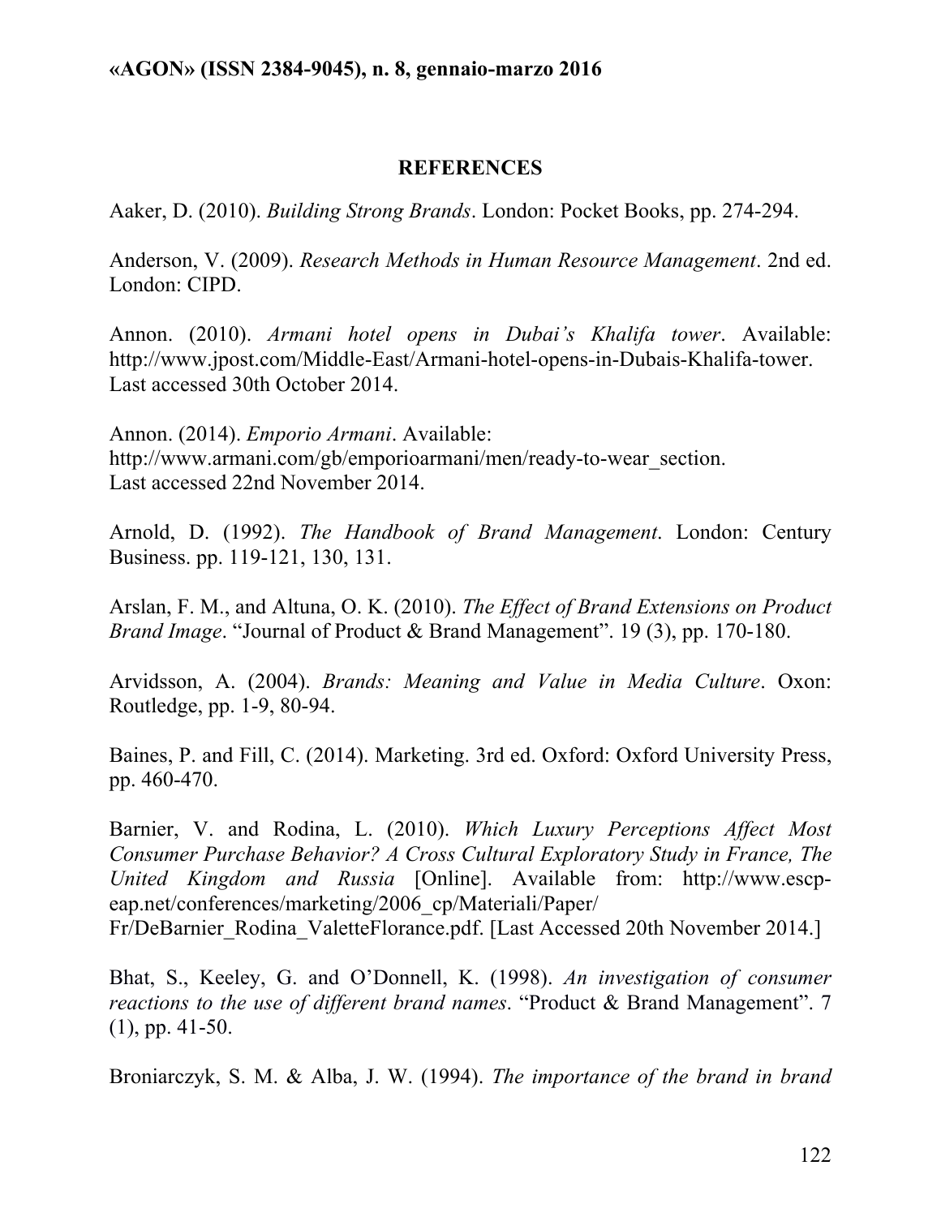## REFERENCES

Aaker, D. (2010). *Building Strong Brands*. London: Pocket Books, pp. 274-294.

Anderson, V. (2009). *Research Methods in Human Resource Management*. 2nd ed. London: CIPD.

Annon. (2010). *Armani hotel opens in Dubai's Khalifa tower*. Available: http://www.jpost.com/Middle-East/Armani-hotel-opens-in-Dubais-Khalifa-tower. Last accessed 30th October 2014.

Annon. (2014). *Emporio Armani*. Available: http://www.armani.com/gb/emporioarmani/men/ready-to-wear_section. Last accessed 22nd November 2014.

Arnold, D. (1992). *The Handbook of Brand Management*. London: Century Business. pp. 119-121, 130, 131.

Arslan, F. M., and Altuna, O. K. (2010). *The Effect of Brand Extensions on Product Brand Image*. "Journal of Product & Brand Management". 19 (3), pp. 170-180.

Arvidsson, A. (2004). *Brands: Meaning and Value in Media Culture*. Oxon: Routledge, pp. 1-9, 80-94.

Baines, P. and Fill, C. (2014). Marketing. 3rd ed. Oxford: Oxford University Press, pp. 460-470.

Barnier, V. and Rodina, L. (2010). *Which Luxury Perceptions Affect Most Consumer Purchase Behavior? A Cross Cultural Exploratory Study in France, The United Kingdom and Russia* [Online]. Available from: http://www.escp-eap.net/conferences/marketing/2006_cp/Materiali/Paper/Fr/DeBarnier_Rodina_ValetteFlorance.pdf. [Last Accessed 20th November 2014.]

Bhat, S., Keeley, G. and O'Donnell, K. (1998). *An investigation of consumer reactions to the use of different brand names*. "Product & Brand Management". 7 (1), pp. 41-50.

Broniarczyk, S. M. & Alba, J. W. (1994). *The importance of the brand in brand*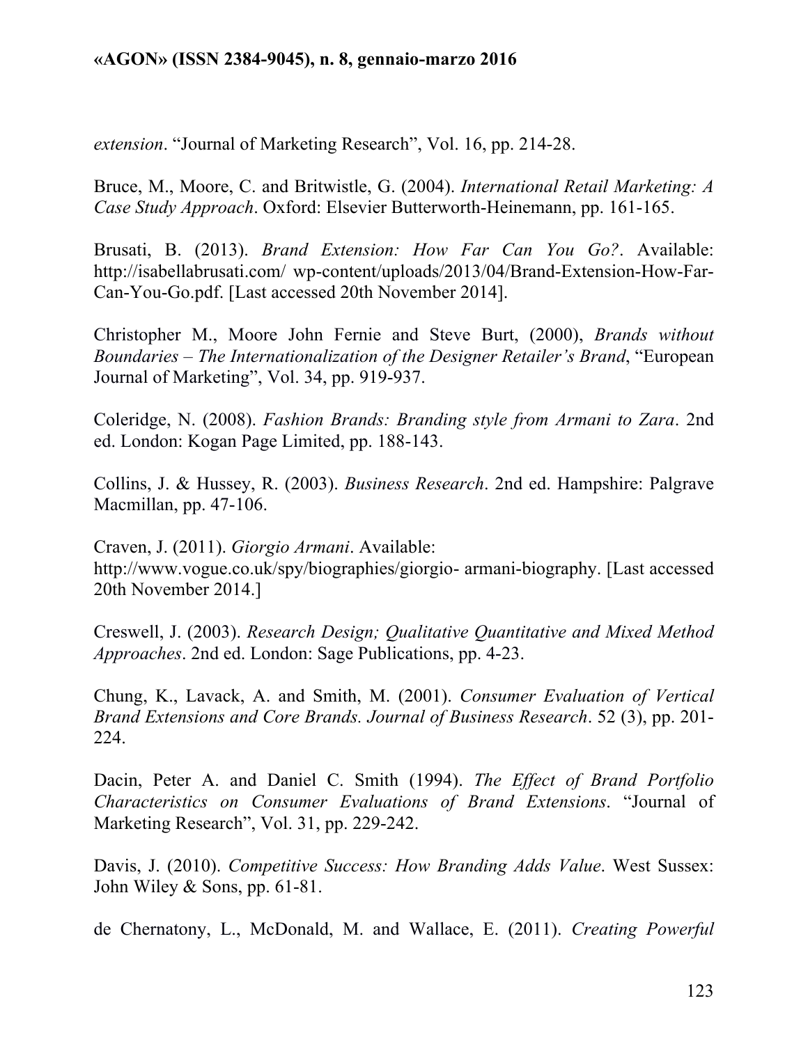*extension*. "Journal of Marketing Research", Vol. 16, pp. 214-28.

Bruce, M., Moore, C. and Britwistle, G. (2004). *International Retail Marketing: A Case Study Approach*. Oxford: Elsevier Butterworth-Heinemann, pp. 161-165.

Brusati, B. (2013). *Brand Extension: How Far Can You Go?*. Available: http://isabellabrusati.com/ wp-content/uploads/2013/04/Brand-Extension-How-Far-Can-You-Go.pdf. [Last accessed 20th November 2014].

Christopher M., Moore John Fernie and Steve Burt, (2000), *Brands without Boundaries – The Internationalization of the Designer Retailer's Brand*, "European Journal of Marketing", Vol. 34, pp. 919-937.

Coleridge, N. (2008). *Fashion Brands: Branding style from Armani to Zara*. 2nd ed. London: Kogan Page Limited, pp. 188-143.

Collins, J. & Hussey, R. (2003). *Business Research*. 2nd ed. Hampshire: Palgrave Macmillan, pp. 47-106.

Craven, J. (2011). *Giorgio Armani*. Available: http://www.vogue.co.uk/spy/biographies/giorgio- armani-biography. [Last accessed 20th November 2014.]

Creswell, J. (2003). *Research Design; Qualitative Quantitative and Mixed Method Approaches*. 2nd ed. London: Sage Publications, pp. 4-23.

Chung, K., Lavack, A. and Smith, M. (2001). *Consumer Evaluation of Vertical Brand Extensions and Core Brands. Journal of Business Research*. 52 (3), pp. 201-224.

Dacin, Peter A. and Daniel C. Smith (1994). *The Effect of Brand Portfolio Characteristics on Consumer Evaluations of Brand Extensions*. "Journal of Marketing Research", Vol. 31, pp. 229-242.

Davis, J. (2010). *Competitive Success: How Branding Adds Value*. West Sussex: John Wiley & Sons, pp. 61-81.

de Chernatony, L., McDonald, M. and Wallace, E. (2011). *Creating Powerful*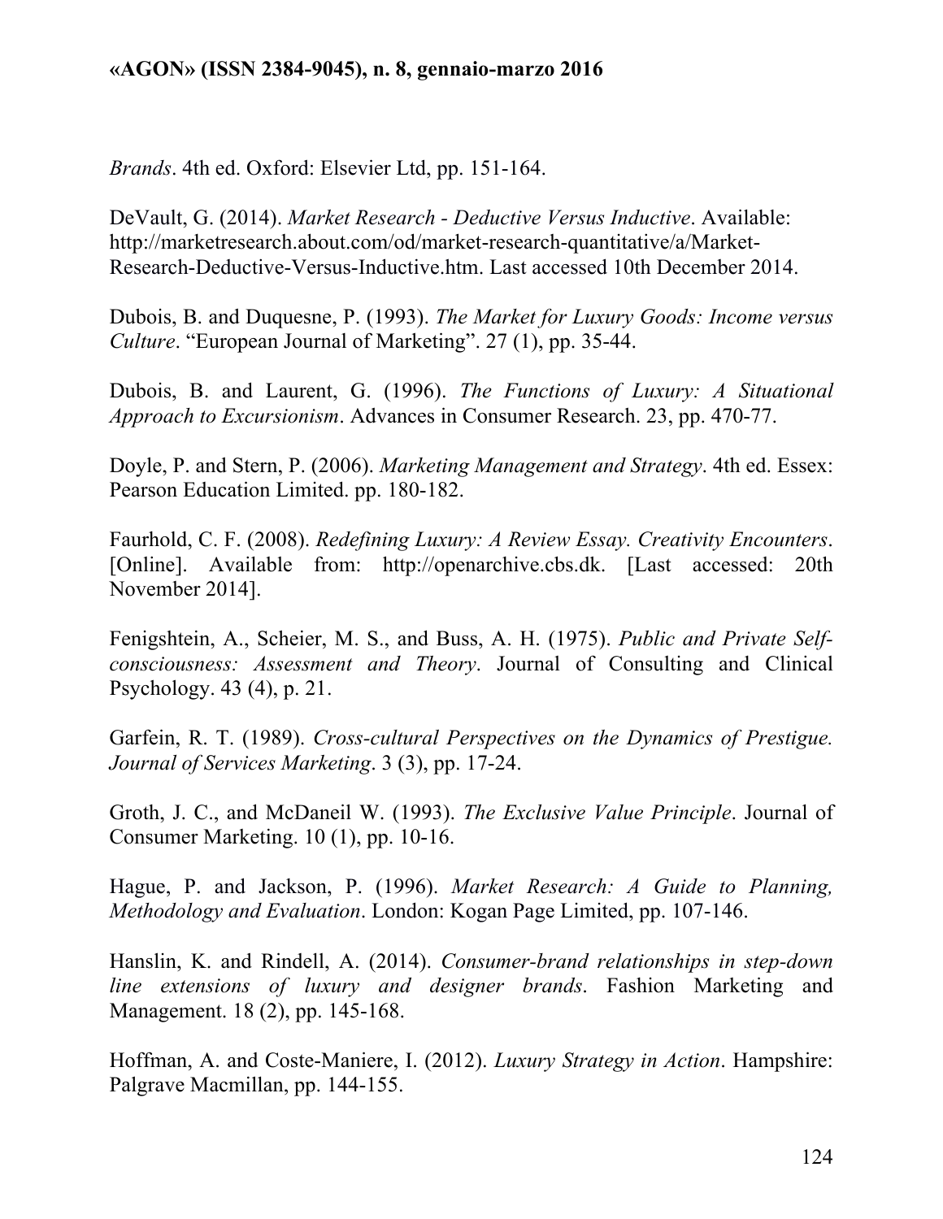*Brands*. 4th ed. Oxford: Elsevier Ltd, pp. 151-164.

DeVault, G. (2014). *Market Research - Deductive Versus Inductive*. Available: http://marketresearch.about.com/od/market-research-quantitative/a/Market-Research-Deductive-Versus-Inductive.htm. Last accessed 10th December 2014.

Dubois, B. and Duquesne, P. (1993). *The Market for Luxury Goods: Income versus Culture*. "European Journal of Marketing". 27 (1), pp. 35-44.

Dubois, B. and Laurent, G. (1996). *The Functions of Luxury: A Situational Approach to Excursionism*. Advances in Consumer Research. 23, pp. 470-77.

Doyle, P. and Stern, P. (2006). *Marketing Management and Strategy*. 4th ed. Essex: Pearson Education Limited. pp. 180-182.

Faurhold, C. F. (2008). *Redefining Luxury: A Review Essay. Creativity Encounters*. [Online]. Available from: http://openarchive.cbs.dk. [Last accessed: 20th November 2014].

Fenigshtein, A., Scheier, M. S., and Buss, A. H. (1975). *Public and Private Self-consciousness: Assessment and Theory*. Journal of Consulting and Clinical Psychology. 43 (4), p. 21.

Garfein, R. T. (1989). *Cross-cultural Perspectives on the Dynamics of Prestigue. Journal of Services Marketing*. 3 (3), pp. 17-24.

Groth, J. C., and McDaneil W. (1993). *The Exclusive Value Principle*. Journal of Consumer Marketing. 10 (1), pp. 10-16.

Hague, P. and Jackson, P. (1996). *Market Research: A Guide to Planning, Methodology and Evaluation*. London: Kogan Page Limited, pp. 107-146.

Hanslin, K. and Rindell, A. (2014). *Consumer-brand relationships in step-down line extensions of luxury and designer brands*. Fashion Marketing and Management. 18 (2), pp. 145-168.

Hoffman, A. and Coste-Maniere, I. (2012). *Luxury Strategy in Action*. Hampshire: Palgrave Macmillan, pp. 144-155.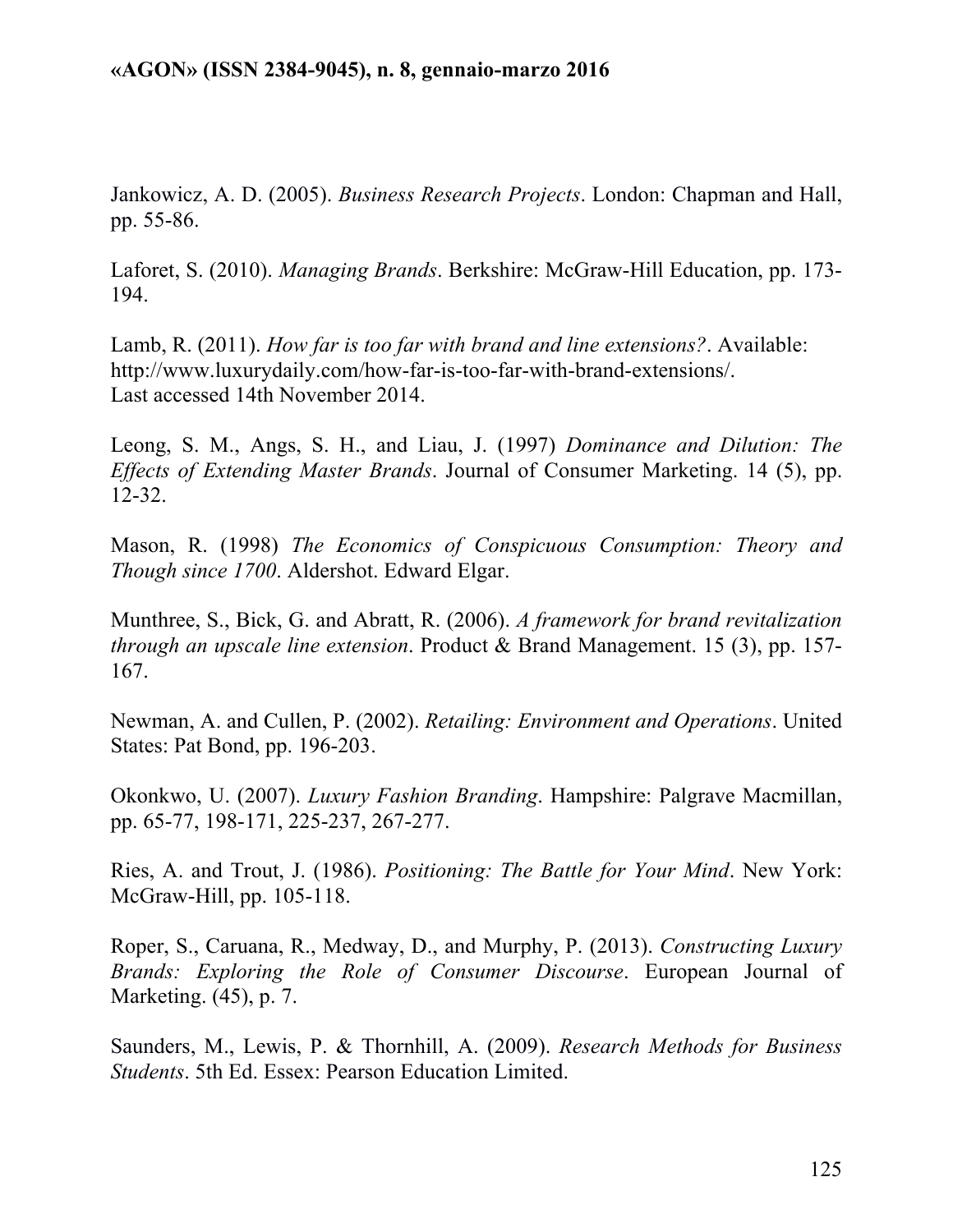Jankowicz, A. D. (2005). *Business Research Projects*. London: Chapman and Hall, pp. 55-86.

Laforet, S. (2010). *Managing Brands*. Berkshire: McGraw-Hill Education, pp. 173-194.

Lamb, R. (2011). *How far is too far with brand and line extensions?*. Available: http://www.luxurydaily.com/how-far-is-too-far-with-brand-extensions/. Last accessed 14th November 2014.

Leong, S. M., Angs, S. H., and Liau, J. (1997) *Dominance and Dilution: The Effects of Extending Master Brands*. Journal of Consumer Marketing. 14 (5), pp. 12-32.

Mason, R. (1998) *The Economics of Conspicuous Consumption: Theory and Though since 1700*. Aldershot. Edward Elgar.

Munthree, S., Bick, G. and Abratt, R. (2006). *A framework for brand revitalization through an upscale line extension*. Product & Brand Management. 15 (3), pp. 157-167.

Newman, A. and Cullen, P. (2002). *Retailing: Environment and Operations*. United States: Pat Bond, pp. 196-203.

Okonkwo, U. (2007). *Luxury Fashion Branding*. Hampshire: Palgrave Macmillan, pp. 65-77, 198-171, 225-237, 267-277.

Ries, A. and Trout, J. (1986). *Positioning: The Battle for Your Mind*. New York: McGraw-Hill, pp. 105-118.

Roper, S., Caruana, R., Medway, D., and Murphy, P. (2013). *Constructing Luxury Brands: Exploring the Role of Consumer Discourse*. European Journal of Marketing. (45), p. 7.

Saunders, M., Lewis, P. & Thornhill, A. (2009). *Research Methods for Business Students*. 5th Ed. Essex: Pearson Education Limited.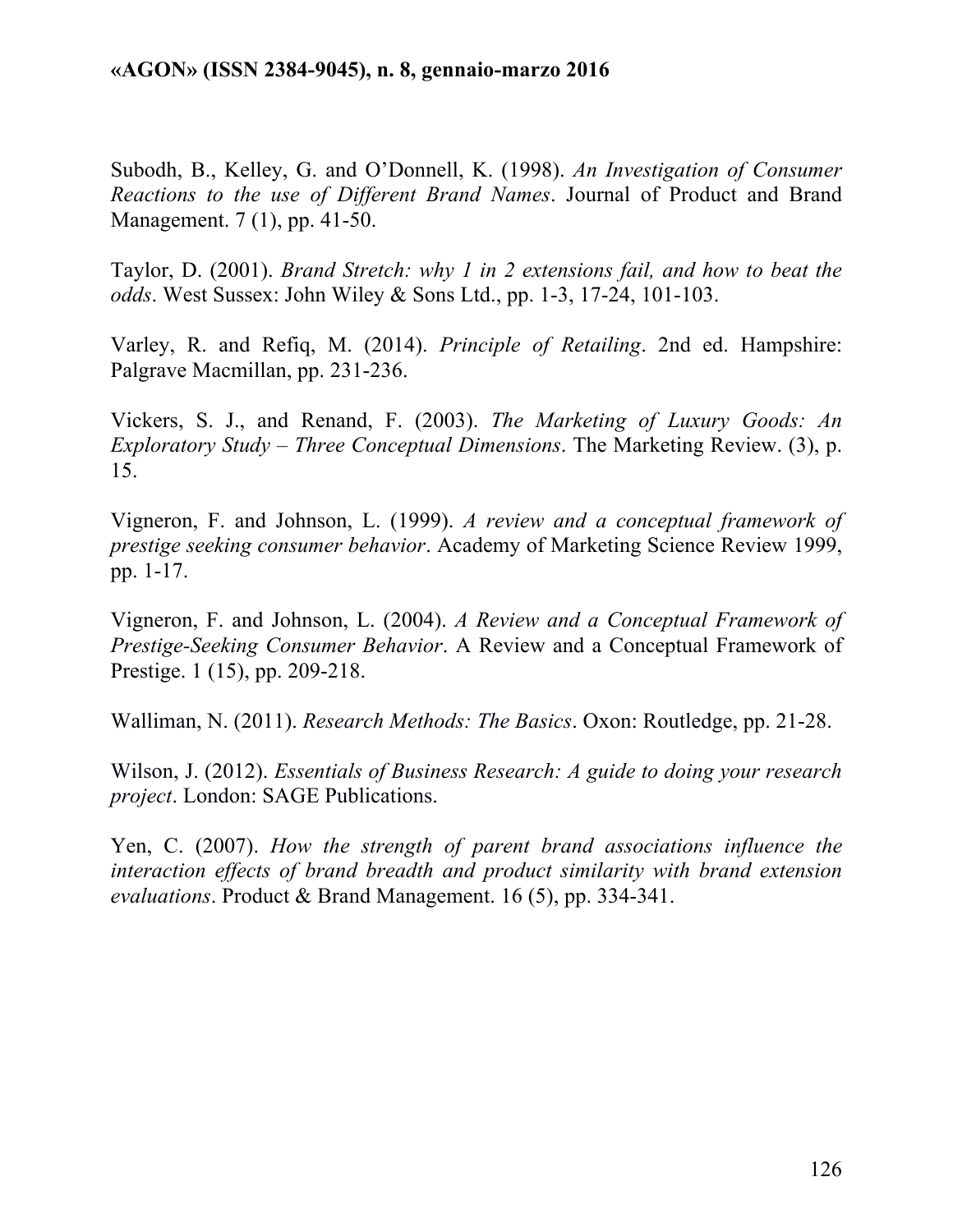Subodh, B., Kelley, G. and O'Donnell, K. (1998). *An Investigation of Consumer Reactions to the use of Different Brand Names*. Journal of Product and Brand Management. 7 (1), pp. 41-50.

Taylor, D. (2001). *Brand Stretch: why 1 in 2 extensions fail, and how to beat the odds*. West Sussex: John Wiley & Sons Ltd., pp. 1-3, 17-24, 101-103.

Varley, R. and Refiq, M. (2014). *Principle of Retailing*. 2nd ed. Hampshire: Palgrave Macmillan, pp. 231-236.

Vickers, S. J., and Renand, F. (2003). *The Marketing of Luxury Goods: An Exploratory Study – Three Conceptual Dimensions*. The Marketing Review. (3), p. 15.

Vigneron, F. and Johnson, L. (1999). *A review and a conceptual framework of prestige seeking consumer behavior*. Academy of Marketing Science Review 1999, pp. 1-17.

Vigneron, F. and Johnson, L. (2004). *A Review and a Conceptual Framework of Prestige-Seeking Consumer Behavior*. A Review and a Conceptual Framework of Prestige. 1 (15), pp. 209-218.

Walliman, N. (2011). *Research Methods: The Basics*. Oxon: Routledge, pp. 21-28.

Wilson, J. (2012). *Essentials of Business Research: A guide to doing your research project*. London: SAGE Publications.

Yen, C. (2007). *How the strength of parent brand associations influence the interaction effects of brand breadth and product similarity with brand extension evaluations*. Product & Brand Management. 16 (5), pp. 334-341.